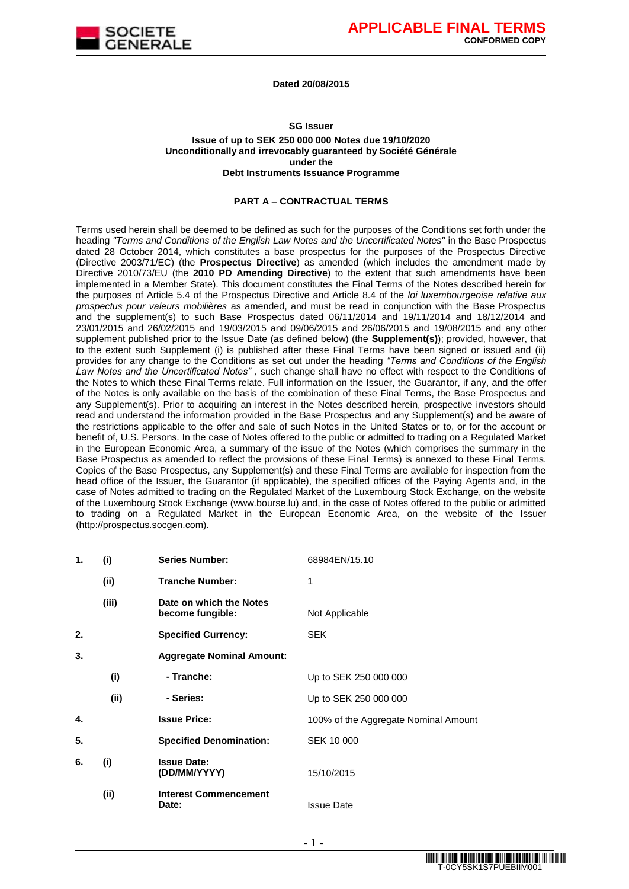**APPLICABLE FINAL TERMS**
**CONFORMED COPY**

**Dated 20/08/2015**

**SG Issuer**

**Issue of up to SEK 250 000 000 Notes due 19/10/2020**
**Unconditionally and irrevocably guaranteed by Société Générale**
**under the**
**Debt Instruments Issuance Programme**

**PART A – CONTRACTUAL TERMS**

Terms used herein shall be deemed to be defined as such for the purposes of the Conditions set forth under the heading *"Terms and Conditions of the English Law Notes and the Uncertificated Notes"* in the Base Prospectus dated 28 October 2014, which constitutes a base prospectus for the purposes of the Prospectus Directive (Directive 2003/71/EC) (the **Prospectus Directive**) as amended (which includes the amendment made by Directive 2010/73/EU (the **2010 PD Amending Directive**) to the extent that such amendments have been implemented in a Member State). This document constitutes the Final Terms of the Notes described herein for the purposes of Article 5.4 of the Prospectus Directive and Article 8.4 of the *loi luxembourgeoise relative aux prospectus pour valeurs mobilières* as amended, and must be read in conjunction with the Base Prospectus and the supplement(s) to such Base Prospectus dated 06/11/2014 and 19/11/2014 and 18/12/2014 and 23/01/2015 and 26/02/2015 and 19/03/2015 and 09/06/2015 and 26/06/2015 and 19/08/2015 and any other supplement published prior to the Issue Date (as defined below) (the **Supplement(s)**); provided, however, that to the extent such Supplement (i) is published after these Final Terms have been signed or issued and (ii) provides for any change to the Conditions as set out under the heading *"Terms and Conditions of the English Law Notes and the Uncertificated Notes"*, such change shall have no effect with respect to the Conditions of the Notes to which these Final Terms relate. Full information on the Issuer, the Guarantor, if any, and the offer of the Notes is only available on the basis of the combination of these Final Terms, the Base Prospectus and any Supplement(s). Prior to acquiring an interest in the Notes described herein, prospective investors should read and understand the information provided in the Base Prospectus and any Supplement(s) and be aware of the restrictions applicable to the offer and sale of such Notes in the United States or to, or for the account or benefit of, U.S. Persons. In the case of Notes offered to the public or admitted to trading on a Regulated Market in the European Economic Area, a summary of the issue of the Notes (which comprises the summary in the Base Prospectus as amended to reflect the provisions of these Final Terms) is annexed to these Final Terms. Copies of the Base Prospectus, any Supplement(s) and these Final Terms are available for inspection from the head office of the Issuer, the Guarantor (if applicable), the specified offices of the Paying Agents and, in the case of Notes admitted to trading on the Regulated Market of the Luxembourg Stock Exchange, on the website of the Luxembourg Stock Exchange (www.bourse.lu) and, in the case of Notes offered to the public or admitted to trading on a Regulated Market in the European Economic Area, on the website of the Issuer (http://prospectus.socgen.com).

| | | | |
|---|---|---|---|
| **1.** | **(i)** | **Series Number:** | 68984EN/15.10 |
| | **(ii)** | **Tranche Number:** | 1 |
| | **(iii)** | **Date on which the Notes become fungible:** | Not Applicable |
| **2.** | | **Specified Currency:** | SEK |
| **3.** | | **Aggregate Nominal Amount:** | |
| | **(i)** | **- Tranche:** | Up to SEK 250 000 000 |
| | **(ii)** | **- Series:** | Up to SEK 250 000 000 |
| **4.** | | **Issue Price:** | 100% of the Aggregate Nominal Amount |
| **5.** | | **Specified Denomination:** | SEK 10 000 |
| **6.** | **(i)** | **Issue Date: (DD/MM/YYYY)** | 15/10/2015 |
| | **(ii)** | **Interest Commencement Date:** | Issue Date |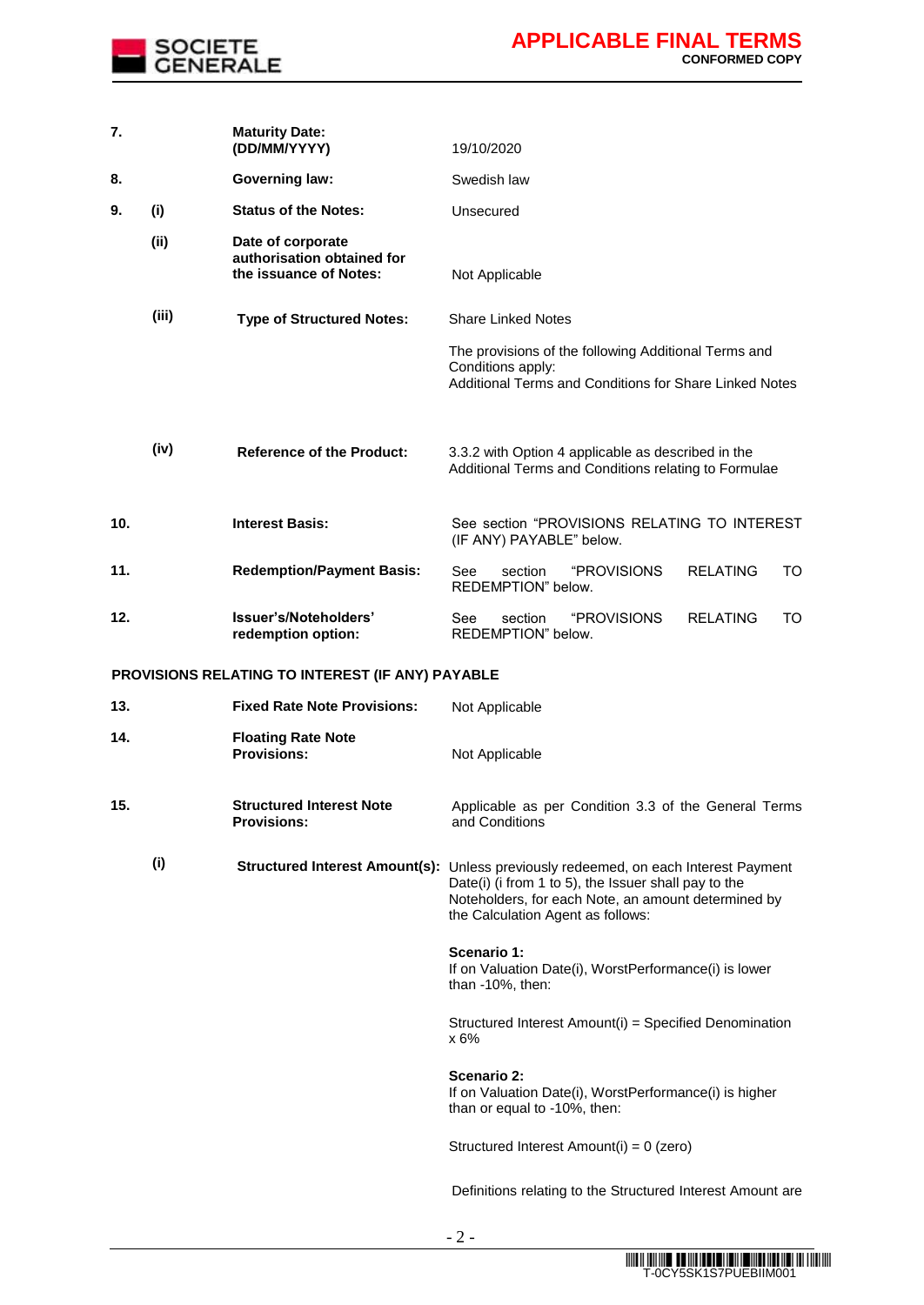| | | | |
|---|---|---|---|
| **7.** | | **Maturity Date: (DD/MM/YYYY)** | 19/10/2020 |
| **8.** | | **Governing law:** | Swedish law |
| **9.** | **(i)** | **Status of the Notes:** | Unsecured |
| | **(ii)** | **Date of corporate authorisation obtained for the issuance of Notes:** | Not Applicable |
| | **(iii)** | **Type of Structured Notes:** | Share Linked Notes<br><br>The provisions of the following Additional Terms and Conditions apply:<br>Additional Terms and Conditions for Share Linked Notes |
| | **(iv)** | **Reference of the Product:** | 3.3.2 with Option 4 applicable as described in the Additional Terms and Conditions relating to Formulae |
| **10.** | | **Interest Basis:** | See section "PROVISIONS RELATING TO INTEREST (IF ANY) PAYABLE" below. |
| **11.** | | **Redemption/Payment Basis:** | See section "PROVISIONS RELATING TO REDEMPTION" below. |
| **12.** | | **Issuer's/Noteholders' redemption option:** | See section "PROVISIONS RELATING TO REDEMPTION" below. |

**PROVISIONS RELATING TO INTEREST (IF ANY) PAYABLE**

| | | | |
|---|---|---|---|
| **13.** | | **Fixed Rate Note Provisions:** | Not Applicable |
| **14.** | | **Floating Rate Note Provisions:** | Not Applicable |
| **15.** | | **Structured Interest Note Provisions:** | Applicable as per Condition 3.3 of the General Terms and Conditions |
| | **(i)** | **Structured Interest Amount(s):** | Unless previously redeemed, on each Interest Payment Date(i) (i from 1 to 5), the Issuer shall pay to the Noteholders, for each Note, an amount determined by the Calculation Agent as follows:<br><br>**Scenario 1:**<br>If on Valuation Date(i), WorstPerformance(i) is lower than -10%, then:<br><br>Structured Interest Amount(i) = Specified Denomination x 6%<br><br>**Scenario 2:**<br>If on Valuation Date(i), WorstPerformance(i) is higher than or equal to -10%, then:<br><br>Structured Interest Amount(i) = 0 (zero)<br><br>Definitions relating to the Structured Interest Amount are |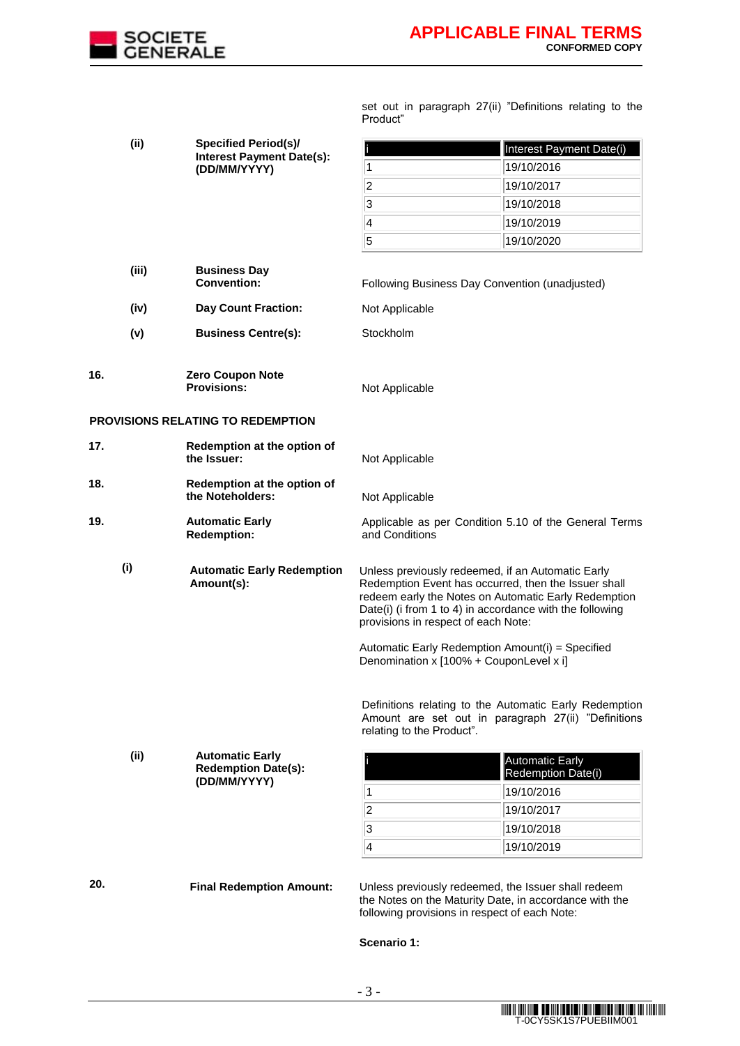set out in paragraph 27(ii) "Definitions relating to the Product"

(ii) **Specified Period(s)/ Interest Payment Date(s): (DD/MM/YYYY)**

| i | Interest Payment Date(i) |
|---|---|
| 1 | 19/10/2016 |
| 2 | 19/10/2017 |
| 3 | 19/10/2018 |
| 4 | 19/10/2019 |
| 5 | 19/10/2020 |

(iii) **Business Day Convention:** Following Business Day Convention (unadjusted)

(iv) **Day Count Fraction:** Not Applicable

(v) **Business Centre(s):** Stockholm

16. **Zero Coupon Note Provisions:** Not Applicable

**PROVISIONS RELATING TO REDEMPTION**

17. **Redemption at the option of the Issuer:** Not Applicable

18. **Redemption at the option of the Noteholders:** Not Applicable

19. **Automatic Early Redemption:** Applicable as per Condition 5.10 of the General Terms and Conditions

(i) **Automatic Early Redemption Amount(s):** Unless previously redeemed, if an Automatic Early Redemption Event has occurred, then the Issuer shall redeem early the Notes on Automatic Early Redemption Date(i) (i from 1 to 4) in accordance with the following provisions in respect of each Note:

Automatic Early Redemption Amount(i) = Specified Denomination x [100% + CouponLevel x i]

Definitions relating to the Automatic Early Redemption Amount are set out in paragraph 27(ii) "Definitions relating to the Product".

(ii) **Automatic Early Redemption Date(s): (DD/MM/YYYY)**

| i | Automatic Early Redemption Date(i) |
|---|---|
| 1 | 19/10/2016 |
| 2 | 19/10/2017 |
| 3 | 19/10/2018 |
| 4 | 19/10/2019 |

20. **Final Redemption Amount:** Unless previously redeemed, the Issuer shall redeem the Notes on the Maturity Date, in accordance with the following provisions in respect of each Note:

**Scenario 1:**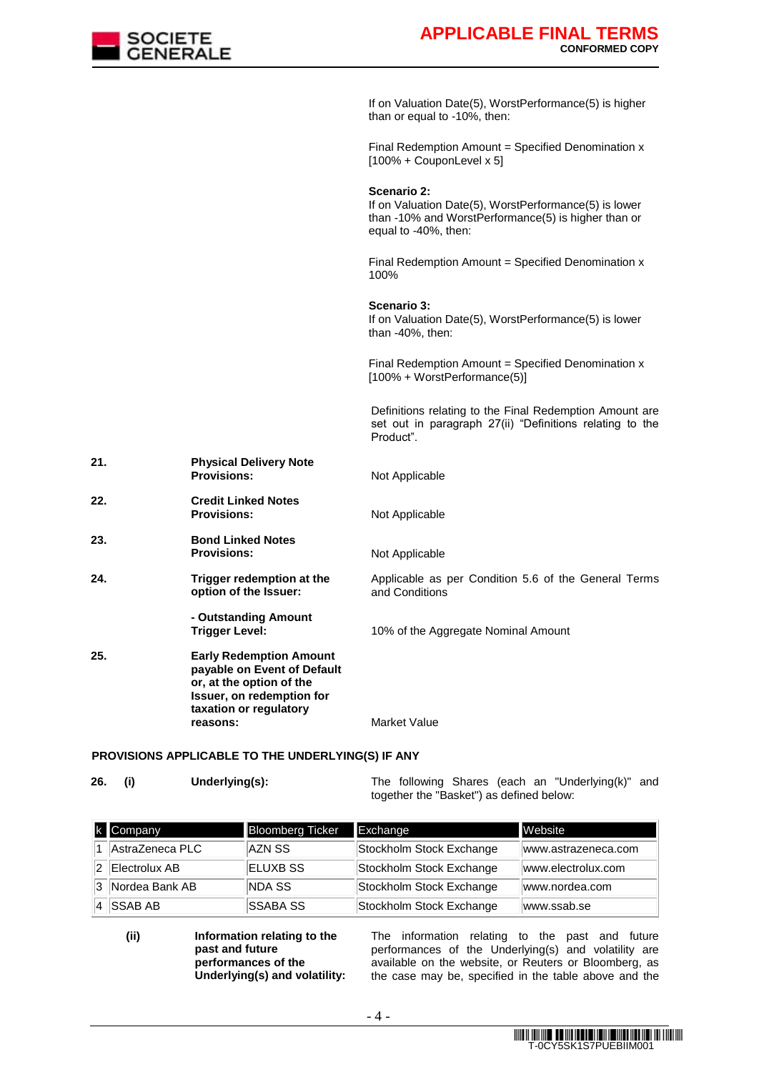If on Valuation Date(5), WorstPerformance(5) is higher than or equal to -10%, then:

Final Redemption Amount = Specified Denomination x [100% + CouponLevel x 5]

**Scenario 2:**
If on Valuation Date(5), WorstPerformance(5) is lower than -10% and WorstPerformance(5) is higher than or equal to -40%, then:

Final Redemption Amount = Specified Denomination x 100%

**Scenario 3:**
If on Valuation Date(5), WorstPerformance(5) is lower than -40%, then:

Final Redemption Amount = Specified Denomination x [100% + WorstPerformance(5)]

Definitions relating to the Final Redemption Amount are set out in paragraph 27(ii) "Definitions relating to the Product".

| | | |
|---|---|---|
| **21.** | **Physical Delivery Note Provisions:** | Not Applicable |
| **22.** | **Credit Linked Notes Provisions:** | Not Applicable |
| **23.** | **Bond Linked Notes Provisions:** | Not Applicable |
| **24.** | **Trigger redemption at the option of the Issuer:** | Applicable as per Condition 5.6 of the General Terms and Conditions |
| | **- Outstanding Amount Trigger Level:** | 10% of the Aggregate Nominal Amount |
| **25.** | **Early Redemption Amount payable on Event of Default or, at the option of the Issuer, on redemption for taxation or regulatory reasons:** | Market Value |

**PROVISIONS APPLICABLE TO THE UNDERLYING(S) IF ANY**

**26.** **(i)** **Underlying(s):** The following Shares (each an "Underlying(k)" and together the "Basket") as defined below:

| k | Company | Bloomberg Ticker | Exchange | Website |
|---|---|---|---|---|
| 1 | AstraZeneca PLC | AZN SS | Stockholm Stock Exchange | www.astrazeneca.com |
| 2 | Electrolux AB | ELUXB SS | Stockholm Stock Exchange | www.electrolux.com |
| 3 | Nordea Bank AB | NDA SS | Stockholm Stock Exchange | www.nordea.com |
| 4 | SSAB AB | SSABA SS | Stockholm Stock Exchange | www.ssab.se |

**(ii)** **Information relating to the past and future performances of the Underlying(s) and volatility:** The information relating to the past and future performances of the Underlying(s) and volatility are available on the website, or Reuters or Bloomberg, as the case may be, specified in the table above and the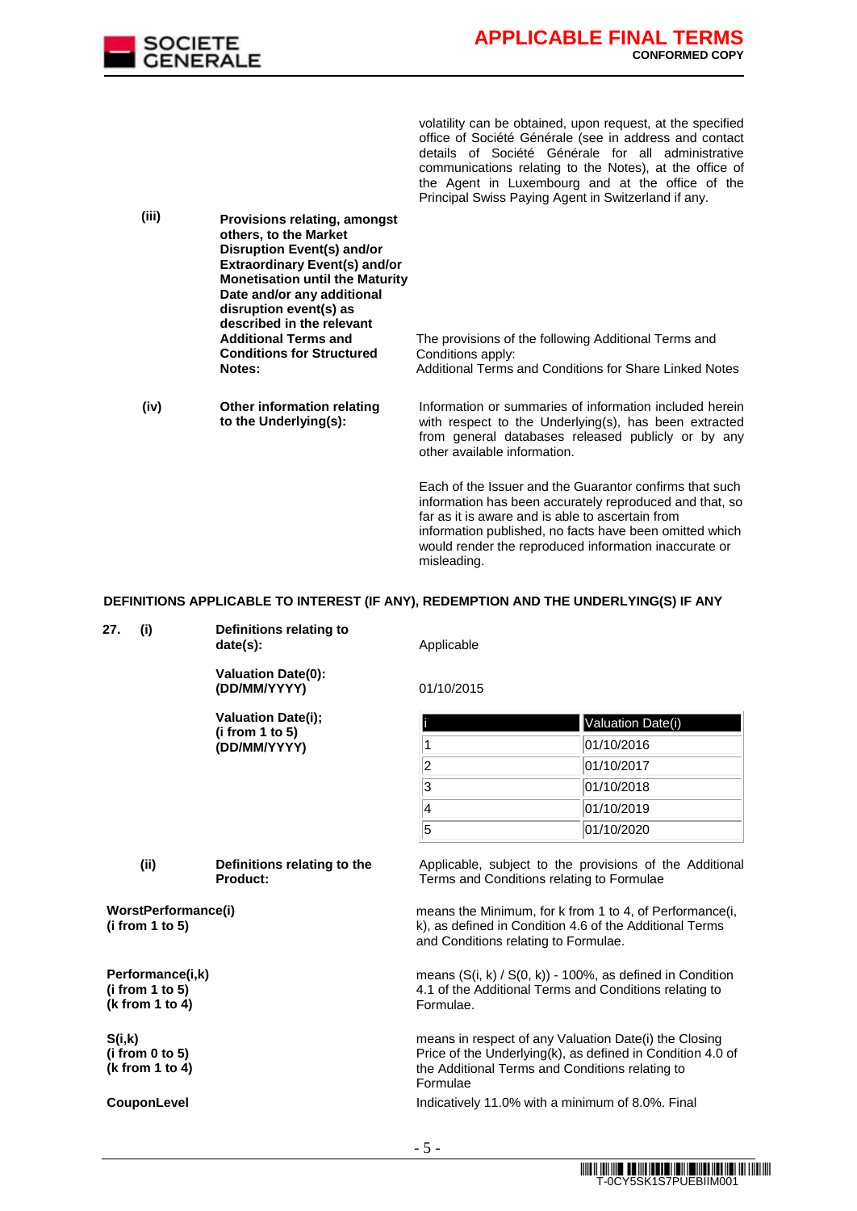volatility can be obtained, upon request, at the specified office of Société Générale (see in address and contact details of Société Générale for all administrative communications relating to the Notes), at the office of the Agent in Luxembourg and at the office of the Principal Swiss Paying Agent in Switzerland if any.

(iii) **Provisions relating, amongst others, to the Market Disruption Event(s) and/or Extraordinary Event(s) and/or Monetisation until the Maturity Date and/or any additional disruption event(s) as described in the relevant Additional Terms and Conditions for Structured Notes:**

The provisions of the following Additional Terms and Conditions apply:
Additional Terms and Conditions for Share Linked Notes

(iv) **Other information relating to the Underlying(s):**

Information or summaries of information included herein with respect to the Underlying(s), has been extracted from general databases released publicly or by any other available information.

Each of the Issuer and the Guarantor confirms that such information has been accurately reproduced and that, so far as it is aware and is able to ascertain from information published, no facts have been omitted which would render the reproduced information inaccurate or misleading.

**DEFINITIONS APPLICABLE TO INTEREST (IF ANY), REDEMPTION AND THE UNDERLYING(S) IF ANY**

**27. (i) Definitions relating to date(s):** Applicable

**Valuation Date(0): (DD/MM/YYYY)** 01/10/2015

**Valuation Date(i); (i from 1 to 5) (DD/MM/YYYY)**

| i | Valuation Date(i) |
|---|---|
| 1 | 01/10/2016 |
| 2 | 01/10/2017 |
| 3 | 01/10/2018 |
| 4 | 01/10/2019 |
| 5 | 01/10/2020 |

**(ii) Definitions relating to the Product:** Applicable, subject to the provisions of the Additional Terms and Conditions relating to Formulae

**WorstPerformance(i) (i from 1 to 5)**

means the Minimum, for k from 1 to 4, of Performance(i, k), as defined in Condition 4.6 of the Additional Terms and Conditions relating to Formulae.

**Performance(i,k) (i from 1 to 5) (k from 1 to 4)**

means (S(i, k) / S(0, k)) - 100%, as defined in Condition 4.1 of the Additional Terms and Conditions relating to Formulae.

**S(i,k) (i from 0 to 5) (k from 1 to 4)**

means in respect of any Valuation Date(i) the Closing Price of the Underlying(k), as defined in Condition 4.0 of the Additional Terms and Conditions relating to Formulae

**CouponLevel**

Indicatively 11.0% with a minimum of 8.0%. Final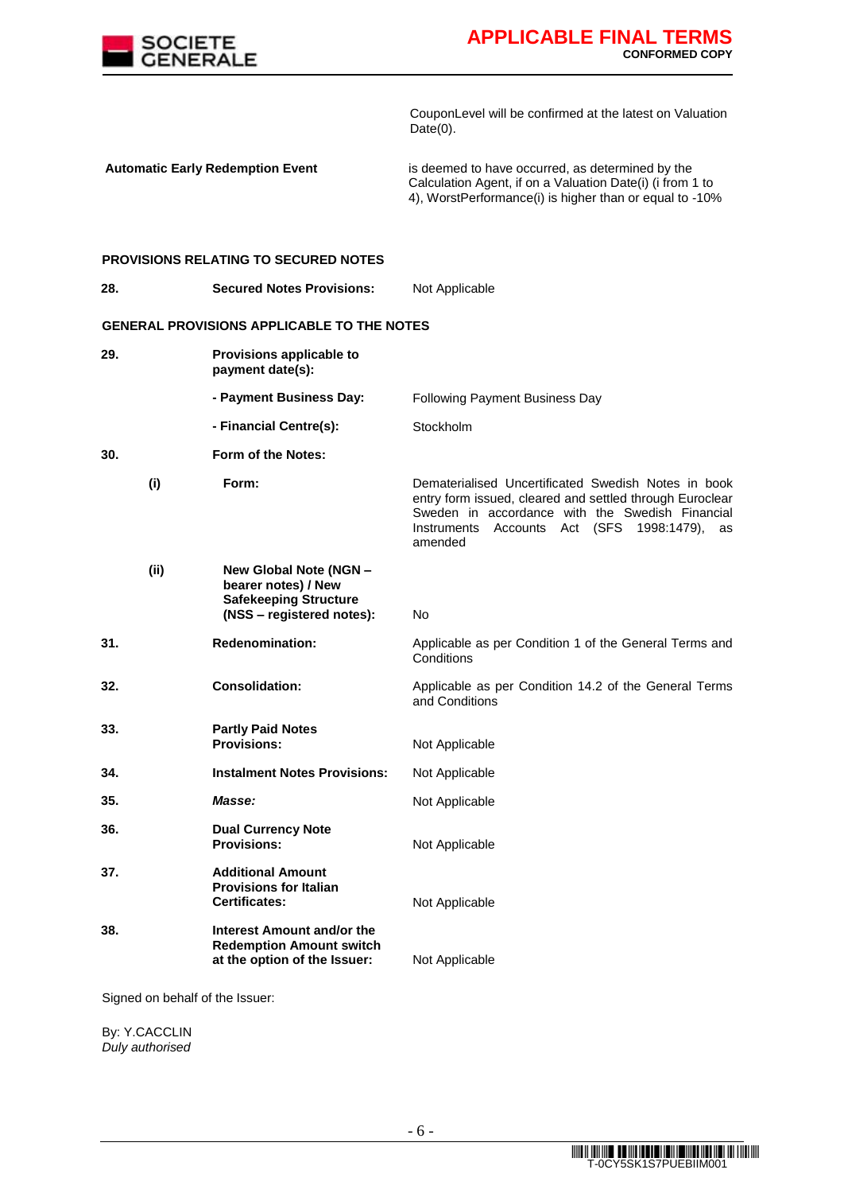| | | |
|---|---|---|
| | | CouponLevel will be confirmed at the latest on Valuation Date(0). |
| | **Automatic Early Redemption Event** | is deemed to have occurred, as determined by the Calculation Agent, if on a Valuation Date(i) (i from 1 to 4), WorstPerformance(i) is higher than or equal to -10% |

**PROVISIONS RELATING TO SECURED NOTES**

| | | |
|---|---|---|
| **28.** | **Secured Notes Provisions:** | Not Applicable |

**GENERAL PROVISIONS APPLICABLE TO THE NOTES**

| | | |
|---|---|---|
| **29.** | **Provisions applicable to payment date(s):** | |
| | **- Payment Business Day:** | Following Payment Business Day |
| | **- Financial Centre(s):** | Stockholm |
| **30.** | **Form of the Notes:** | |
| **(i)** | **Form:** | Dematerialised Uncertificated Swedish Notes in book entry form issued, cleared and settled through Euroclear Sweden in accordance with the Swedish Financial Instruments Accounts Act (SFS 1998:1479), as amended |
| **(ii)** | **New Global Note (NGN – bearer notes) / New Safekeeping Structure (NSS – registered notes):** | No |
| **31.** | **Redenomination:** | Applicable as per Condition 1 of the General Terms and Conditions |
| **32.** | **Consolidation:** | Applicable as per Condition 14.2 of the General Terms and Conditions |
| **33.** | **Partly Paid Notes Provisions:** | Not Applicable |
| **34.** | **Instalment Notes Provisions:** | Not Applicable |
| **35.** | ***Masse:*** | Not Applicable |
| **36.** | **Dual Currency Note Provisions:** | Not Applicable |
| **37.** | **Additional Amount Provisions for Italian Certificates:** | Not Applicable |
| **38.** | **Interest Amount and/or the Redemption Amount switch at the option of the Issuer:** | Not Applicable |

Signed on behalf of the Issuer:

By: Y.CACCLIN
*Duly authorised*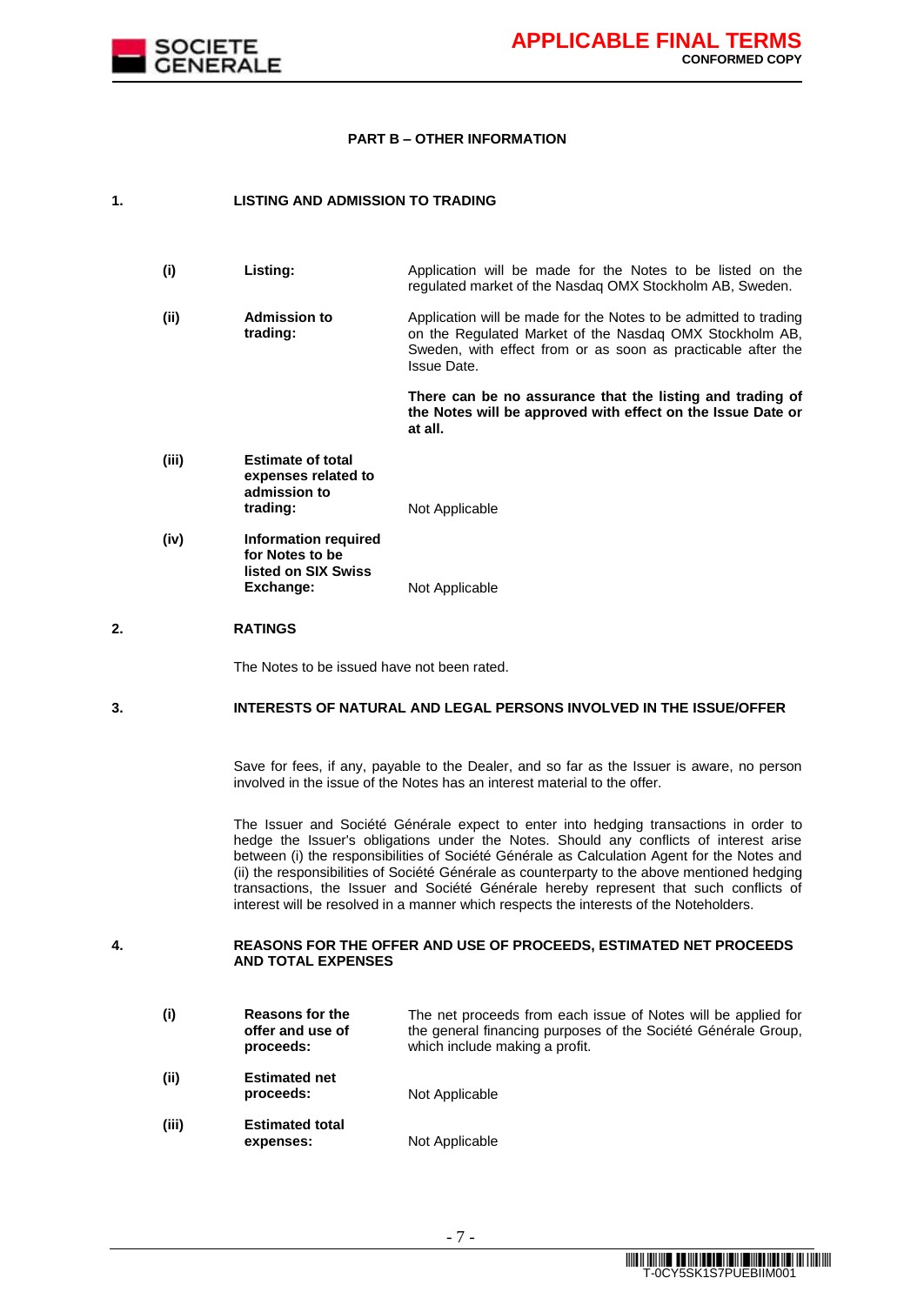## PART B – OTHER INFORMATION

### 1. LISTING AND ADMISSION TO TRADING

| | | |
|---|---|---|
| **(i)** | **Listing:** | Application will be made for the Notes to be listed on the regulated market of the Nasdaq OMX Stockholm AB, Sweden. |
| **(ii)** | **Admission to trading:** | Application will be made for the Notes to be admitted to trading on the Regulated Market of the Nasdaq OMX Stockholm AB, Sweden, with effect from or as soon as practicable after the Issue Date.<br><br>**There can be no assurance that the listing and trading of the Notes will be approved with effect on the Issue Date or at all.** |
| **(iii)** | **Estimate of total expenses related to admission to trading:** | Not Applicable |
| **(iv)** | **Information required for Notes to be listed on SIX Swiss Exchange:** | Not Applicable |

### 2. RATINGS

The Notes to be issued have not been rated.

### 3. INTERESTS OF NATURAL AND LEGAL PERSONS INVOLVED IN THE ISSUE/OFFER

Save for fees, if any, payable to the Dealer, and so far as the Issuer is aware, no person involved in the issue of the Notes has an interest material to the offer.

The Issuer and Société Générale expect to enter into hedging transactions in order to hedge the Issuer's obligations under the Notes. Should any conflicts of interest arise between (i) the responsibilities of Société Générale as Calculation Agent for the Notes and (ii) the responsibilities of Société Générale as counterparty to the above mentioned hedging transactions, the Issuer and Société Générale hereby represent that such conflicts of interest will be resolved in a manner which respects the interests of the Noteholders.

### 4. REASONS FOR THE OFFER AND USE OF PROCEEDS, ESTIMATED NET PROCEEDS AND TOTAL EXPENSES

| | | |
|---|---|---|
| **(i)** | **Reasons for the offer and use of proceeds:** | The net proceeds from each issue of Notes will be applied for the general financing purposes of the Société Générale Group, which include making a profit. |
| **(ii)** | **Estimated net proceeds:** | Not Applicable |
| **(iii)** | **Estimated total expenses:** | Not Applicable |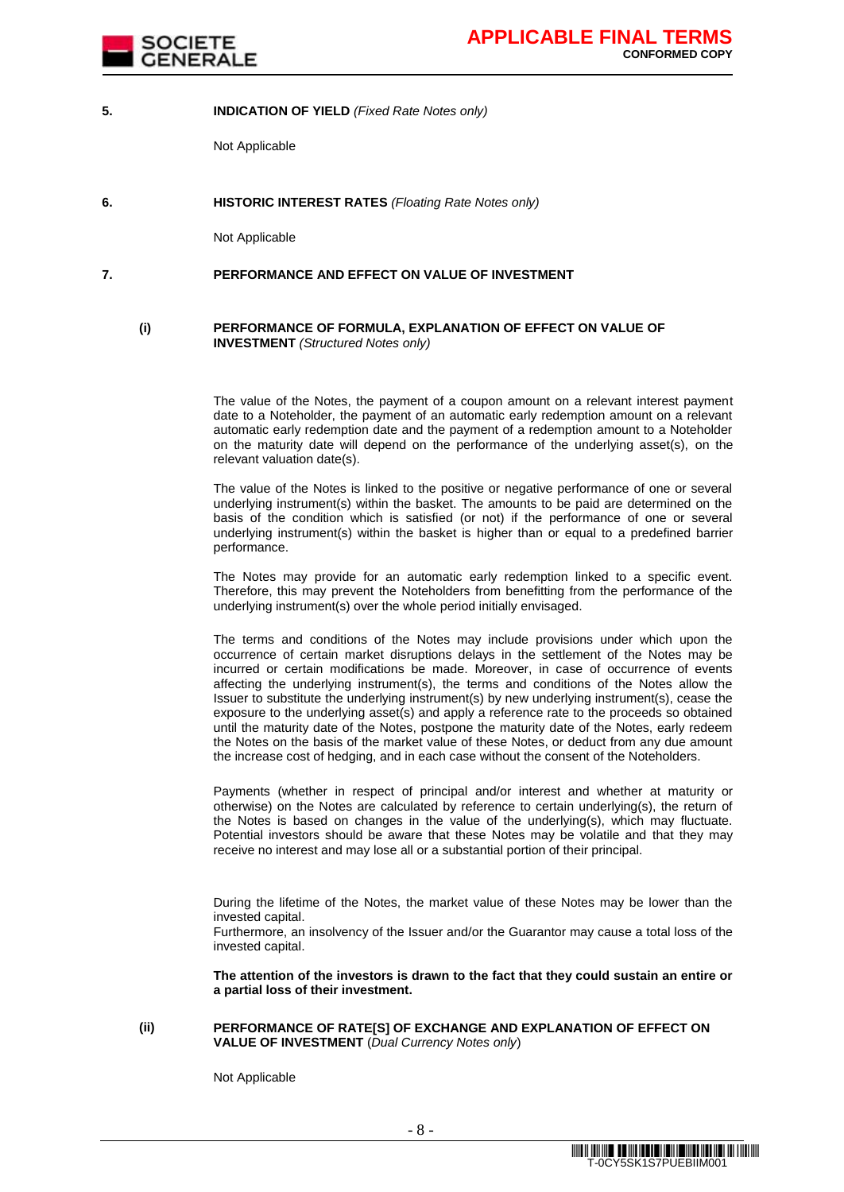**5. INDICATION OF YIELD** *(Fixed Rate Notes only)*

Not Applicable

**6. HISTORIC INTEREST RATES** *(Floating Rate Notes only)*

Not Applicable

**7. PERFORMANCE AND EFFECT ON VALUE OF INVESTMENT**

**(i) PERFORMANCE OF FORMULA, EXPLANATION OF EFFECT ON VALUE OF INVESTMENT** *(Structured Notes only)*

The value of the Notes, the payment of a coupon amount on a relevant interest payment date to a Noteholder, the payment of an automatic early redemption amount on a relevant automatic early redemption date and the payment of a redemption amount to a Noteholder on the maturity date will depend on the performance of the underlying asset(s), on the relevant valuation date(s).

The value of the Notes is linked to the positive or negative performance of one or several underlying instrument(s) within the basket. The amounts to be paid are determined on the basis of the condition which is satisfied (or not) if the performance of one or several underlying instrument(s) within the basket is higher than or equal to a predefined barrier performance.

The Notes may provide for an automatic early redemption linked to a specific event. Therefore, this may prevent the Noteholders from benefitting from the performance of the underlying instrument(s) over the whole period initially envisaged.

The terms and conditions of the Notes may include provisions under which upon the occurrence of certain market disruptions delays in the settlement of the Notes may be incurred or certain modifications be made. Moreover, in case of occurrence of events affecting the underlying instrument(s), the terms and conditions of the Notes allow the Issuer to substitute the underlying instrument(s) by new underlying instrument(s), cease the exposure to the underlying asset(s) and apply a reference rate to the proceeds so obtained until the maturity date of the Notes, postpone the maturity date of the Notes, early redeem the Notes on the basis of the market value of these Notes, or deduct from any due amount the increase cost of hedging, and in each case without the consent of the Noteholders.

Payments (whether in respect of principal and/or interest and whether at maturity or otherwise) on the Notes are calculated by reference to certain underlying(s), the return of the Notes is based on changes in the value of the underlying(s), which may fluctuate. Potential investors should be aware that these Notes may be volatile and that they may receive no interest and may lose all or a substantial portion of their principal.

During the lifetime of the Notes, the market value of these Notes may be lower than the invested capital.
Furthermore, an insolvency of the Issuer and/or the Guarantor may cause a total loss of the invested capital.

**The attention of the investors is drawn to the fact that they could sustain an entire or a partial loss of their investment.**

**(ii) PERFORMANCE OF RATE[S] OF EXCHANGE AND EXPLANATION OF EFFECT ON VALUE OF INVESTMENT** (*Dual Currency Notes only*)

Not Applicable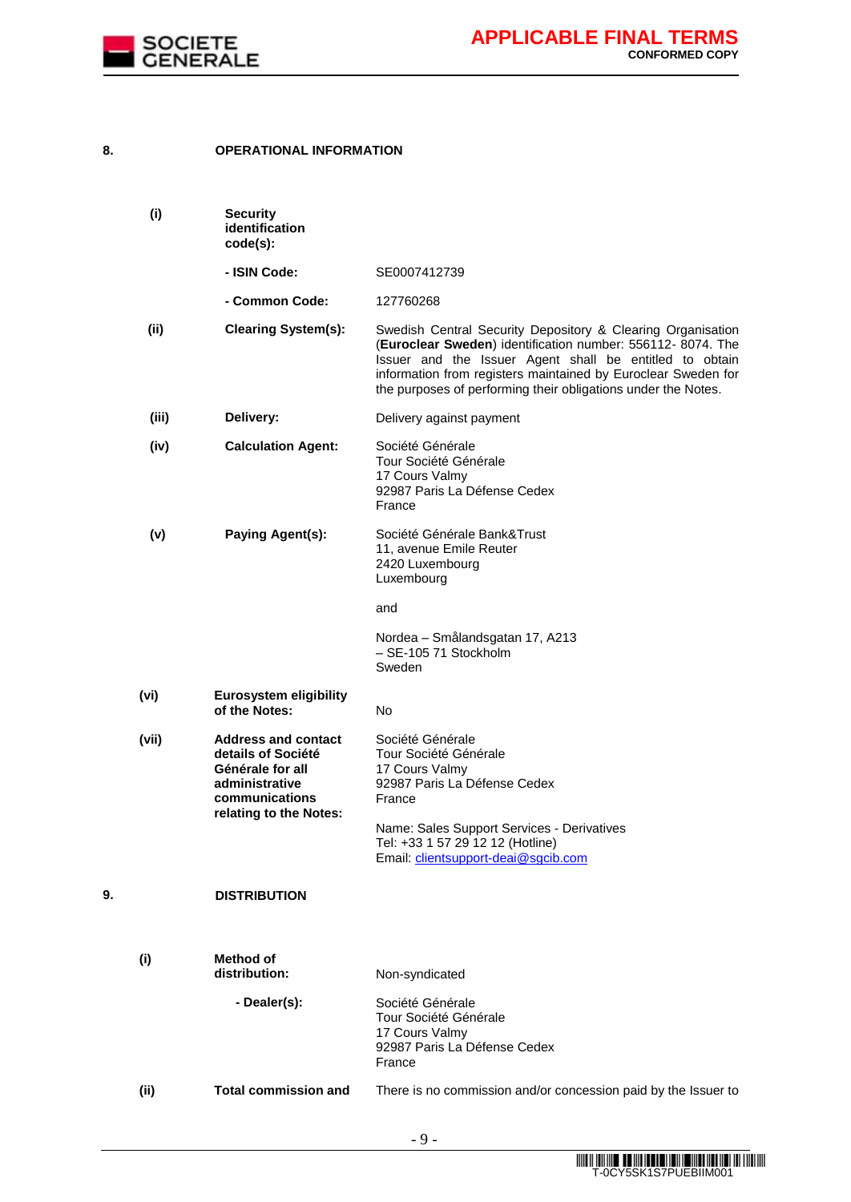## 8. OPERATIONAL INFORMATION

| | | |
|---|---|---|
| **(i)** | **Security identification code(s):** | |
| | **- ISIN Code:** | SE0007412739 |
| | **- Common Code:** | 127760268 |
| **(ii)** | **Clearing System(s):** | Swedish Central Security Depository & Clearing Organisation (**Euroclear Sweden**) identification number: 556112- 8074. The Issuer and the Issuer Agent shall be entitled to obtain information from registers maintained by Euroclear Sweden for the purposes of performing their obligations under the Notes. |
| **(iii)** | **Delivery:** | Delivery against payment |
| **(iv)** | **Calculation Agent:** | Société Générale<br>Tour Société Générale<br>17 Cours Valmy<br>92987 Paris La Défense Cedex<br>France |
| **(v)** | **Paying Agent(s):** | Société Générale Bank&Trust<br>11, avenue Emile Reuter<br>2420 Luxembourg<br>Luxembourg<br><br>and<br><br>Nordea – Smålandsgatan 17, A213<br>– SE-105 71 Stockholm<br>Sweden |
| **(vi)** | **Eurosystem eligibility of the Notes:** | No |
| **(vii)** | **Address and contact details of Société Générale for all administrative communications relating to the Notes:** | Société Générale<br>Tour Société Générale<br>17 Cours Valmy<br>92987 Paris La Défense Cedex<br>France<br><br>Name: Sales Support Services - Derivatives<br>Tel: +33 1 57 29 12 12 (Hotline)<br>Email: clientsupport-deai@sgcib.com |

## 9. DISTRIBUTION

| | | |
|---|---|---|
| **(i)** | **Method of distribution:** | Non-syndicated |
| | **- Dealer(s):** | Société Générale<br>Tour Société Générale<br>17 Cours Valmy<br>92987 Paris La Défense Cedex<br>France |
| **(ii)** | **Total commission and** | There is no commission and/or concession paid by the Issuer to |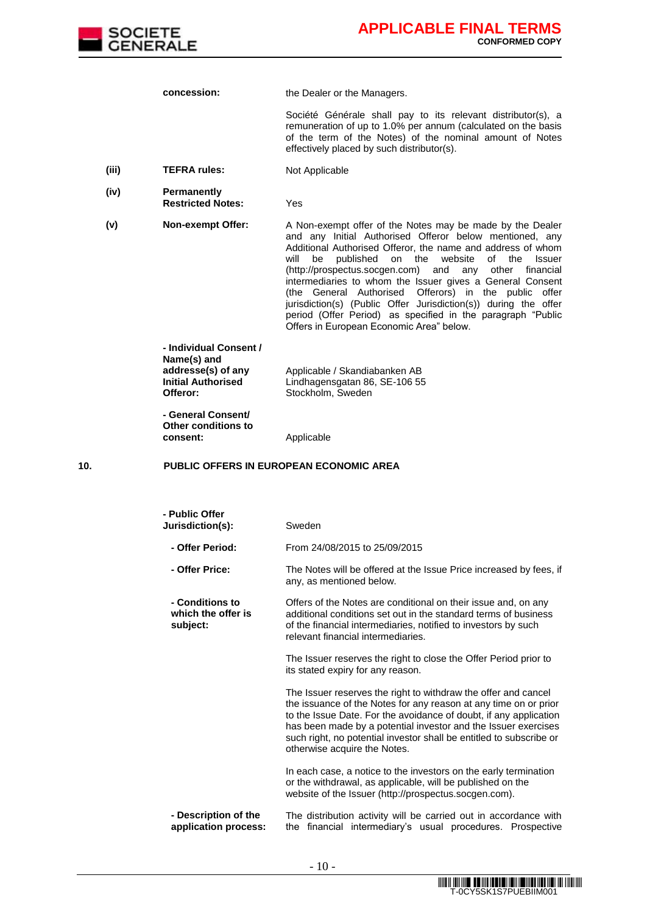| | | |
|---|---|---|
| | **concession:** | the Dealer or the Managers.<br><br>Société Générale shall pay to its relevant distributor(s), a remuneration of up to 1.0% per annum (calculated on the basis of the term of the Notes) of the nominal amount of Notes effectively placed by such distributor(s). |
| **(iii)** | **TEFRA rules:** | Not Applicable |
| **(iv)** | **Permanently Restricted Notes:** | Yes |
| **(v)** | **Non-exempt Offer:** | A Non-exempt offer of the Notes may be made by the Dealer and any Initial Authorised Offeror below mentioned, any Additional Authorised Offeror, the name and address of whom will be published on the website of the Issuer (http://prospectus.socgen.com) and any other financial intermediaries to whom the Issuer gives a General Consent (the General Authorised Offerors) in the public offer jurisdiction(s) (Public Offer Jurisdiction(s)) during the offer period (Offer Period) as specified in the paragraph "Public Offers in European Economic Area" below. |
| | **- Individual Consent / Name(s) and addresse(s) of any Initial Authorised Offeror:** | Applicable / Skandiabanken AB Lindhagensgatan 86, SE-106 55 Stockholm, Sweden |
| | **- General Consent/ Other conditions to consent:** | Applicable |

**10. PUBLIC OFFERS IN EUROPEAN ECONOMIC AREA**

| | |
|---|---|
| **- Public Offer Jurisdiction(s):** | Sweden |
| **- Offer Period:** | From 24/08/2015 to 25/09/2015 |
| **- Offer Price:** | The Notes will be offered at the Issue Price increased by fees, if any, as mentioned below. |
| **- Conditions to which the offer is subject:** | Offers of the Notes are conditional on their issue and, on any additional conditions set out in the standard terms of business of the financial intermediaries, notified to investors by such relevant financial intermediaries.<br><br>The Issuer reserves the right to close the Offer Period prior to its stated expiry for any reason.<br><br>The Issuer reserves the right to withdraw the offer and cancel the issuance of the Notes for any reason at any time on or prior to the Issue Date. For the avoidance of doubt, if any application has been made by a potential investor and the Issuer exercises such right, no potential investor shall be entitled to subscribe or otherwise acquire the Notes.<br><br>In each case, a notice to the investors on the early termination or the withdrawal, as applicable, will be published on the website of the Issuer (http://prospectus.socgen.com). |
| **- Description of the application process:** | The distribution activity will be carried out in accordance with the financial intermediary's usual procedures. Prospective |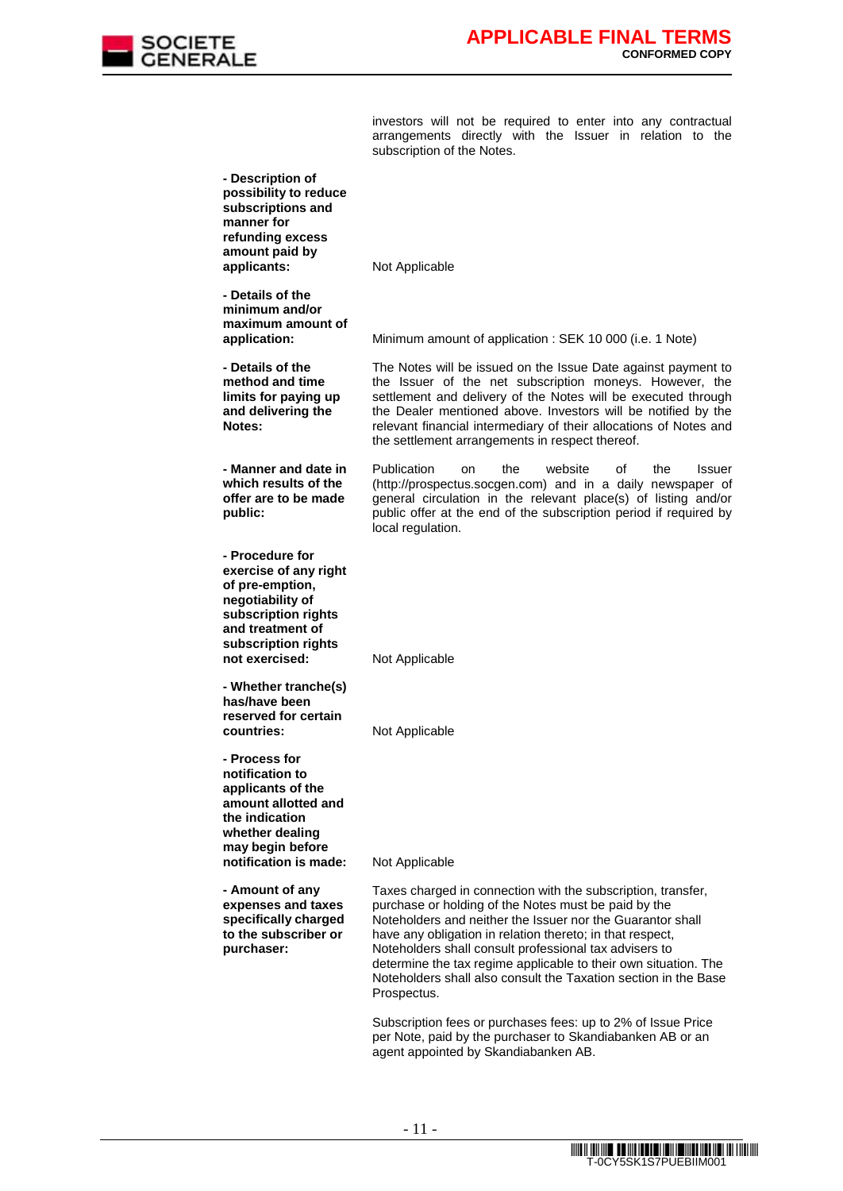investors will not be required to enter into any contractual arrangements directly with the Issuer in relation to the subscription of the Notes.

| | |
|---|---|
| **- Description of possibility to reduce subscriptions and manner for refunding excess amount paid by applicants:** | Not Applicable |
| **- Details of the minimum and/or maximum amount of application:** | Minimum amount of application : SEK 10 000 (i.e. 1 Note) |
| **- Details of the method and time limits for paying up and delivering the Notes:** | The Notes will be issued on the Issue Date against payment to the Issuer of the net subscription moneys. However, the settlement and delivery of the Notes will be executed through the Dealer mentioned above. Investors will be notified by the relevant financial intermediary of their allocations of Notes and the settlement arrangements in respect thereof. |
| **- Manner and date in which results of the offer are to be made public:** | Publication on the website of the Issuer (http://prospectus.socgen.com) and in a daily newspaper of general circulation in the relevant place(s) of listing and/or public offer at the end of the subscription period if required by local regulation. |
| **- Procedure for exercise of any right of pre-emption, negotiability of subscription rights and treatment of subscription rights not exercised:** | Not Applicable |
| **- Whether tranche(s) has/have been reserved for certain countries:** | Not Applicable |
| **- Process for notification to applicants of the amount allotted and the indication whether dealing may begin before notification is made:** | Not Applicable |
| **- Amount of any expenses and taxes specifically charged to the subscriber or purchaser:** | Taxes charged in connection with the subscription, transfer, purchase or holding of the Notes must be paid by the Noteholders and neither the Issuer nor the Guarantor shall have any obligation in relation thereto; in that respect, Noteholders shall consult professional tax advisers to determine the tax regime applicable to their own situation. The Noteholders shall also consult the Taxation section in the Base Prospectus.<br><br>Subscription fees or purchases fees: up to 2% of Issue Price per Note, paid by the purchaser to Skandiabanken AB or an agent appointed by Skandiabanken AB. |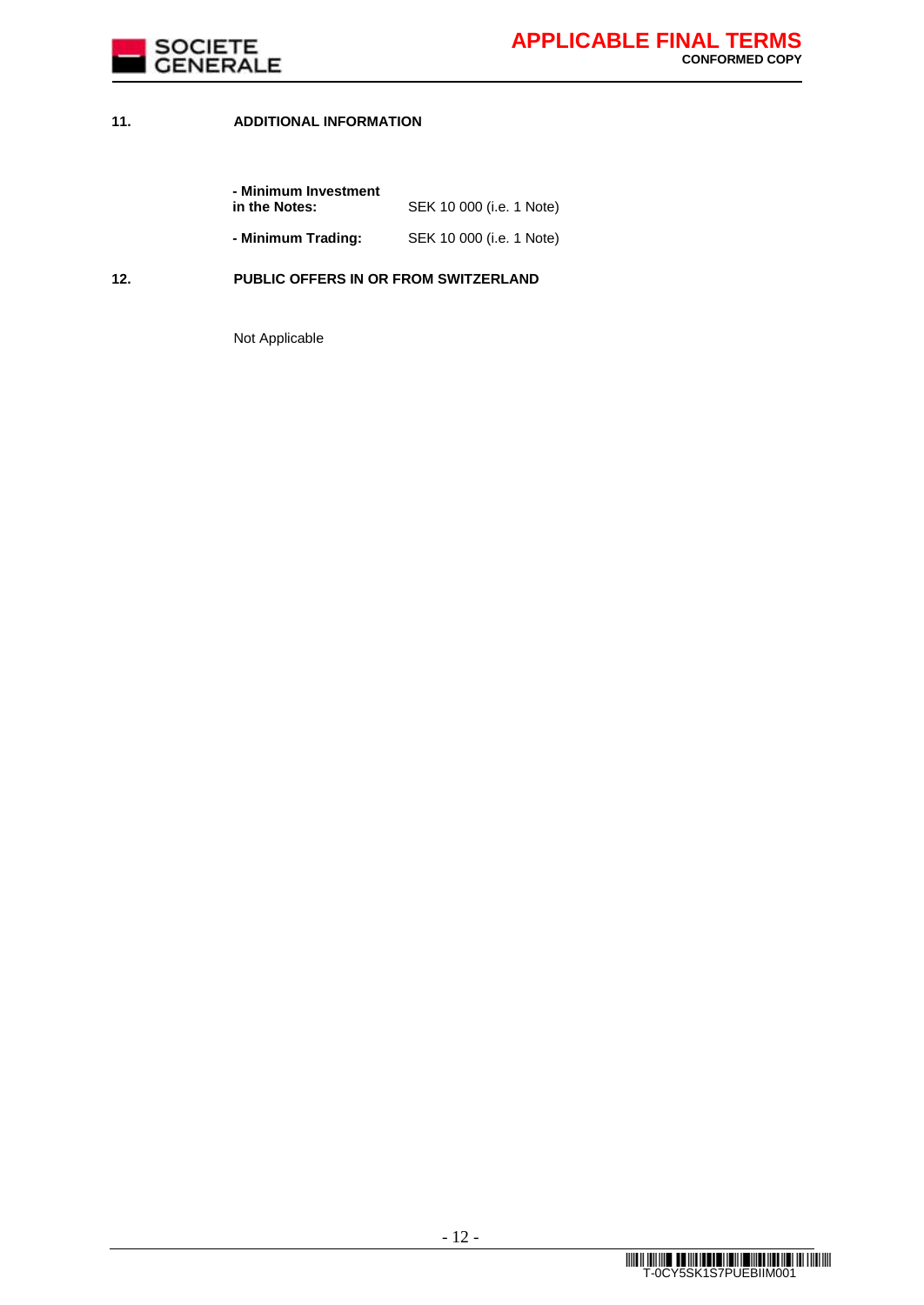## 11. ADDITIONAL INFORMATION

| | |
|---|---|
| **- Minimum Investment in the Notes:** | SEK 10 000 (i.e. 1 Note) |
| **- Minimum Trading:** | SEK 10 000 (i.e. 1 Note) |

## 12. PUBLIC OFFERS IN OR FROM SWITZERLAND

Not Applicable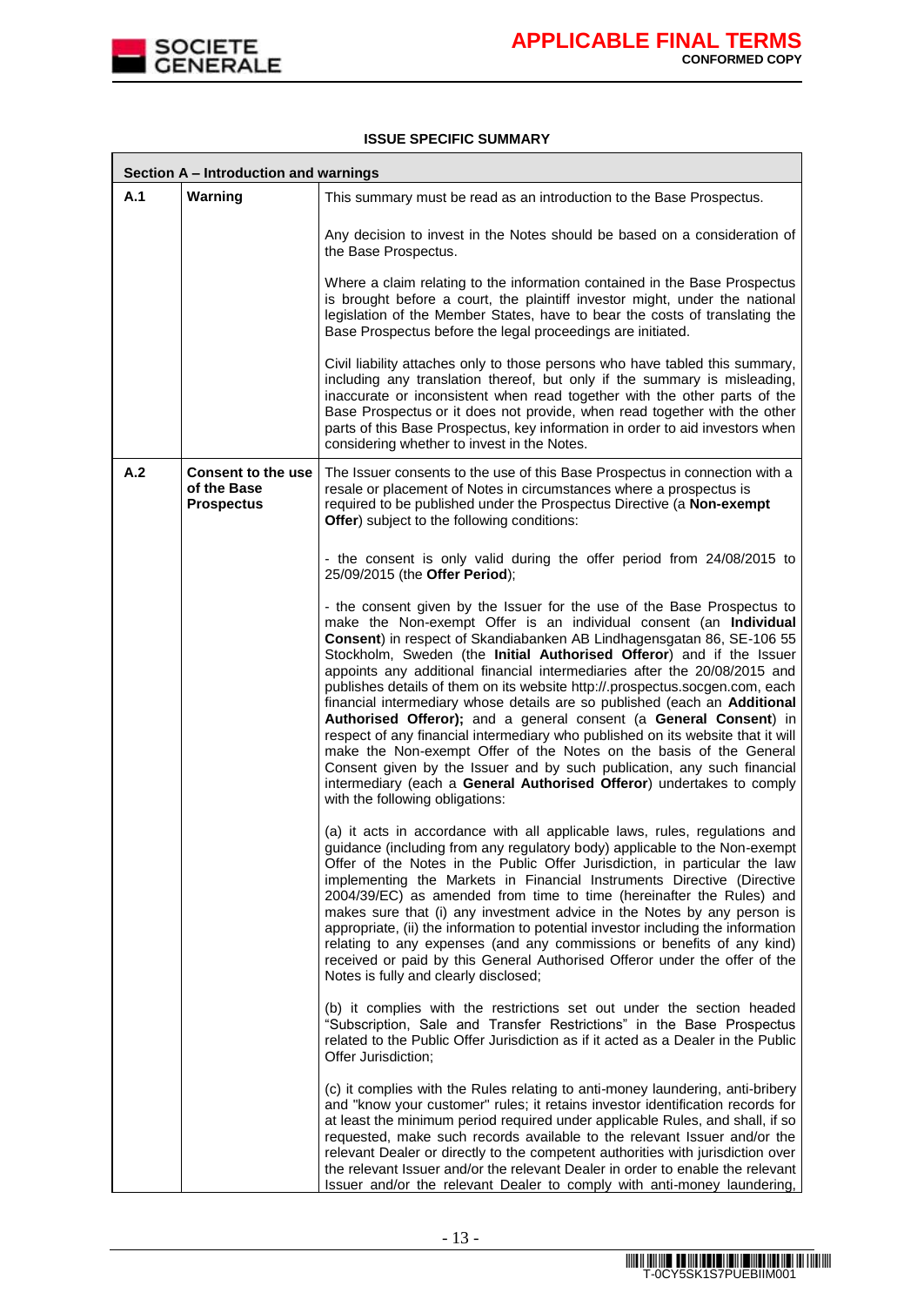## ISSUE SPECIFIC SUMMARY

| Section A – Introduction and warnings | | |
|---|---|---|
| A.1 | **Warning** | This summary must be read as an introduction to the Base Prospectus.<br><br>Any decision to invest in the Notes should be based on a consideration of the Base Prospectus.<br><br>Where a claim relating to the information contained in the Base Prospectus is brought before a court, the plaintiff investor might, under the national legislation of the Member States, have to bear the costs of translating the Base Prospectus before the legal proceedings are initiated.<br><br>Civil liability attaches only to those persons who have tabled this summary, including any translation thereof, but only if the summary is misleading, inaccurate or inconsistent when read together with the other parts of the Base Prospectus or it does not provide, when read together with the other parts of this Base Prospectus, key information in order to aid investors when considering whether to invest in the Notes. |
| A.2 | **Consent to the use of the Base Prospectus** | The Issuer consents to the use of this Base Prospectus in connection with a resale or placement of Notes in circumstances where a prospectus is required to be published under the Prospectus Directive (a **Non-exempt Offer**) subject to the following conditions:<br><br>- the consent is only valid during the offer period from 24/08/2015 to 25/09/2015 (the **Offer Period**);<br><br>- the consent given by the Issuer for the use of the Base Prospectus to make the Non-exempt Offer is an individual consent (an **Individual Consent**) in respect of Skandiabanken AB Lindhagensgatan 86, SE-106 55 Stockholm, Sweden (the **Initial Authorised Offeror**) and if the Issuer appoints any additional financial intermediaries after the 20/08/2015 and publishes details of them on its website http://.prospectus.socgen.com, each financial intermediary whose details are so published (each an **Additional Authorised Offeror);** and a general consent (a **General Consent**) in respect of any financial intermediary who published on its website that it will make the Non-exempt Offer of the Notes on the basis of the General Consent given by the Issuer and by such publication, any such financial intermediary (each a **General Authorised Offeror**) undertakes to comply with the following obligations:<br><br>(a) it acts in accordance with all applicable laws, rules, regulations and guidance (including from any regulatory body) applicable to the Non-exempt Offer of the Notes in the Public Offer Jurisdiction, in particular the law implementing the Markets in Financial Instruments Directive (Directive 2004/39/EC) as amended from time to time (hereinafter the Rules) and makes sure that (i) any investment advice in the Notes by any person is appropriate, (ii) the information to potential investor including the information relating to any expenses (and any commissions or benefits of any kind) received or paid by this General Authorised Offeror under the offer of the Notes is fully and clearly disclosed;<br><br>(b) it complies with the restrictions set out under the section headed "Subscription, Sale and Transfer Restrictions" in the Base Prospectus related to the Public Offer Jurisdiction as if it acted as a Dealer in the Public Offer Jurisdiction;<br><br>(c) it complies with the Rules relating to anti-money laundering, anti-bribery and "know your customer" rules; it retains investor identification records for at least the minimum period required under applicable Rules, and shall, if so requested, make such records available to the relevant Issuer and/or the relevant Dealer or directly to the competent authorities with jurisdiction over the relevant Issuer and/or the relevant Dealer in order to enable the relevant Issuer and/or the relevant Dealer to comply with anti-money laundering, |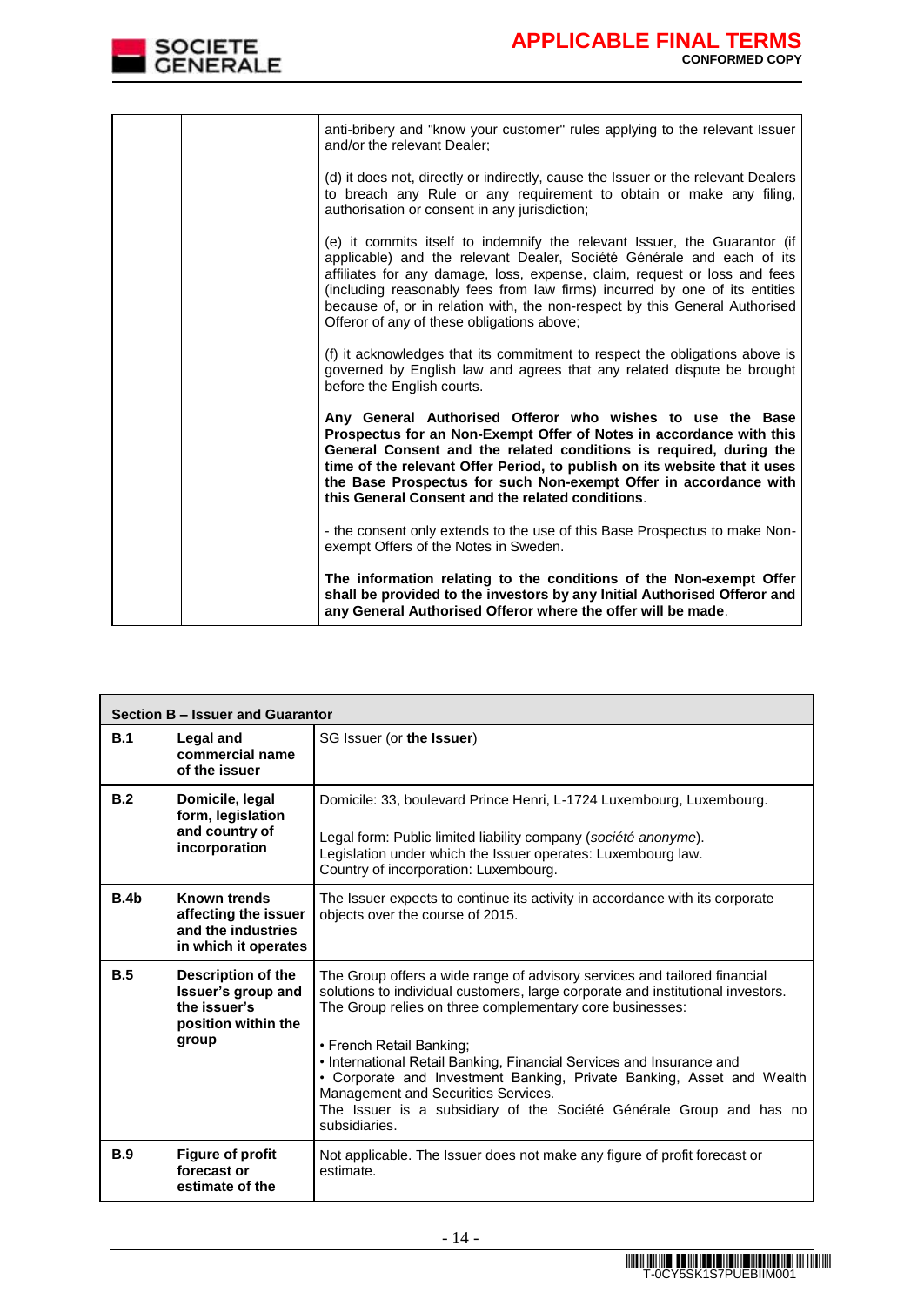| | | anti-bribery and "know your customer" rules applying to the relevant Issuer and/or the relevant Dealer;<br><br>(d) it does not, directly or indirectly, cause the Issuer or the relevant Dealers to breach any Rule or any requirement to obtain or make any filing, authorisation or consent in any jurisdiction;<br><br>(e) it commits itself to indemnify the relevant Issuer, the Guarantor (if applicable) and the relevant Dealer, Société Générale and each of its affiliates for any damage, loss, expense, claim, request or loss and fees (including reasonably fees from law firms) incurred by one of its entities because of, or in relation with, the non-respect by this General Authorised Offeror of any of these obligations above;<br><br>(f) it acknowledges that its commitment to respect the obligations above is governed by English law and agrees that any related dispute be brought before the English courts.<br><br>**Any General Authorised Offeror who wishes to use the Base Prospectus for an Non-Exempt Offer of Notes in accordance with this General Consent and the related conditions is required, during the time of the relevant Offer Period, to publish on its website that it uses the Base Prospectus for such Non-exempt Offer in accordance with this General Consent and the related conditions**.<br><br>- the consent only extends to the use of this Base Prospectus to make Non-exempt Offers of the Notes in Sweden.<br><br>**The information relating to the conditions of the Non-exempt Offer shall be provided to the investors by any Initial Authorised Offeror and any General Authorised Offeror where the offer will be made**. |
|---|---|---|

| **Section B – Issuer and Guarantor** | | |
|---|---|---|
| **B.1** | **Legal and commercial name of the issuer** | SG Issuer (or **the Issuer**) |
| **B.2** | **Domicile, legal form, legislation and country of incorporation** | Domicile: 33, boulevard Prince Henri, L-1724 Luxembourg, Luxembourg.<br><br>Legal form: Public limited liability company (*société anonyme*).<br>Legislation under which the Issuer operates: Luxembourg law.<br>Country of incorporation: Luxembourg. |
| **B.4b** | **Known trends affecting the issuer and the industries in which it operates** | The Issuer expects to continue its activity in accordance with its corporate objects over the course of 2015. |
| **B.5** | **Description of the Issuer's group and the issuer's position within the group** | The Group offers a wide range of advisory services and tailored financial solutions to individual customers, large corporate and institutional investors. The Group relies on three complementary core businesses:<br><br>• French Retail Banking;<br>• International Retail Banking, Financial Services and Insurance and<br>• Corporate and Investment Banking, Private Banking, Asset and Wealth Management and Securities Services.<br>The Issuer is a subsidiary of the Société Générale Group and has no subsidiaries. |
| **B.9** | **Figure of profit forecast or estimate of the** | Not applicable. The Issuer does not make any figure of profit forecast or estimate. |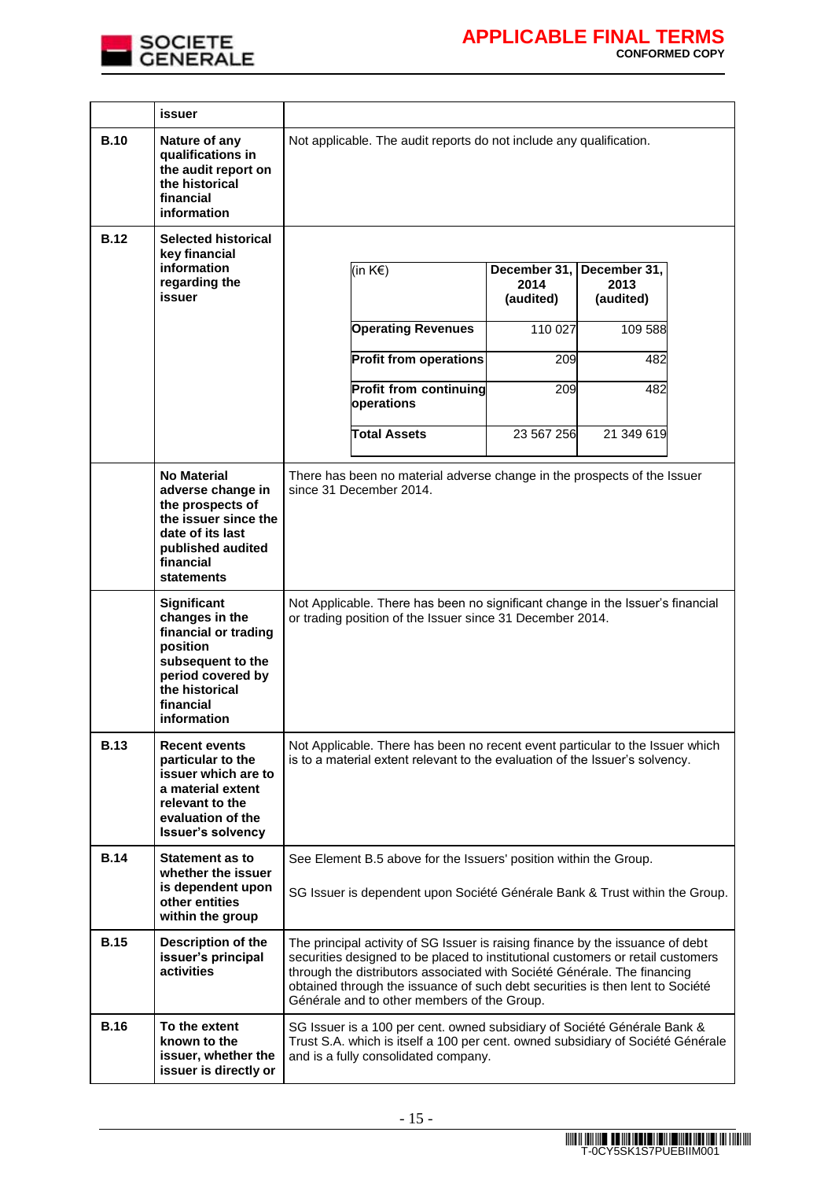| | issuer | |
|---|---|---|
| **B.10** | **Nature of any qualifications in the audit report on the historical financial information** | Not applicable. The audit reports do not include any qualification. |
| **B.12** | **Selected historical key financial information regarding the issuer** | <table><tr><th>(in K€)</th><th>December 31, 2014 (audited)</th><th>December 31, 2013 (audited)</th></tr><tr><td>**Operating Revenues**</td><td>110 027</td><td>109 588</td></tr><tr><td>**Profit from operations**</td><td>209</td><td>482</td></tr><tr><td>**Profit from continuing operations**</td><td>209</td><td>482</td></tr><tr><td>**Total Assets**</td><td>23 567 256</td><td>21 349 619</td></tr></table> |
| | **No Material adverse change in the prospects of the issuer since the date of its last published audited financial statements** | There has been no material adverse change in the prospects of the Issuer since 31 December 2014. |
| | **Significant changes in the financial or trading position subsequent to the period covered by the historical financial information** | Not Applicable. There has been no significant change in the Issuer's financial or trading position of the Issuer since 31 December 2014. |
| **B.13** | **Recent events particular to the issuer which are to a material extent relevant to the evaluation of the Issuer's solvency** | Not Applicable. There has been no recent event particular to the Issuer which is to a material extent relevant to the evaluation of the Issuer's solvency. |
| **B.14** | **Statement as to whether the issuer is dependent upon other entities within the group** | See Element B.5 above for the Issuers' position within the Group.<br><br>SG Issuer is dependent upon Société Générale Bank & Trust within the Group. |
| **B.15** | **Description of the issuer's principal activities** | The principal activity of SG Issuer is raising finance by the issuance of debt securities designed to be placed to institutional customers or retail customers through the distributors associated with Société Générale. The financing obtained through the issuance of such debt securities is then lent to Société Générale and to other members of the Group. |
| **B.16** | **To the extent known to the issuer, whether the issuer is directly or** | SG Issuer is a 100 per cent. owned subsidiary of Société Générale Bank & Trust S.A. which is itself a 100 per cent. owned subsidiary of Société Générale and is a fully consolidated company. |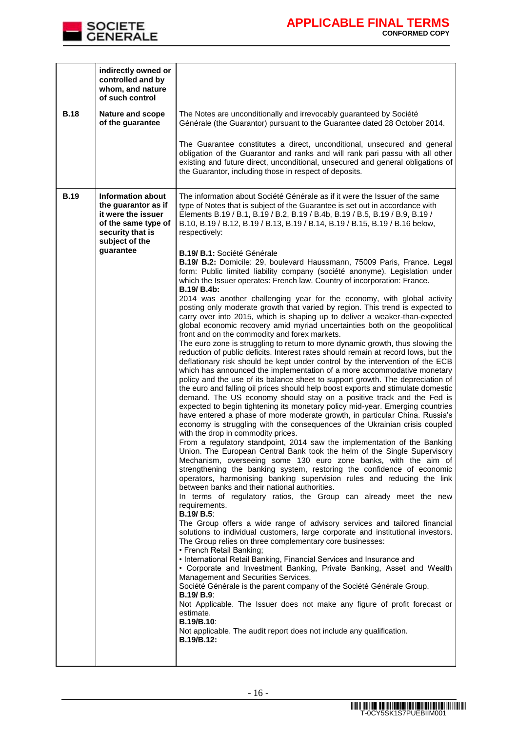| | indirectly owned or controlled and by whom, and nature of such control | |
|---|---|---|
| **B.18** | **Nature and scope of the guarantee** | The Notes are unconditionally and irrevocably guaranteed by Société Générale (the Guarantor) pursuant to the Guarantee dated 28 October 2014.<br><br>The Guarantee constitutes a direct, unconditional, unsecured and general obligation of the Guarantor and ranks and will rank pari passu with all other existing and future direct, unconditional, unsecured and general obligations of the Guarantor, including those in respect of deposits. |
| **B.19** | **Information about the guarantor as if it were the issuer of the same type of security that is subject of the guarantee** | The information about Société Générale as if it were the Issuer of the same type of Notes that is subject of the Guarantee is set out in accordance with Elements B.19 / B.1, B.19 / B.2, B.19 / B.4b, B.19 / B.5, B.19 / B.9, B.19 / B.10, B.19 / B.12, B.19 / B.13, B.19 / B.14, B.19 / B.15, B.19 / B.16 below, respectively:<br><br>**B.19/ B.1:** Société Générale<br>**B.19/ B.2:** Domicile: 29, boulevard Haussmann, 75009 Paris, France. Legal form: Public limited liability company (société anonyme). Legislation under which the Issuer operates: French law. Country of incorporation: France.<br>**B.19/ B.4b:**<br>2014 was another challenging year for the economy, with global activity posting only moderate growth that varied by region. This trend is expected to carry over into 2015, which is shaping up to deliver a weaker-than-expected global economic recovery amid myriad uncertainties both on the geopolitical front and on the commodity and forex markets.<br>The euro zone is struggling to return to more dynamic growth, thus slowing the reduction of public deficits. Interest rates should remain at record lows, but the deflationary risk should be kept under control by the intervention of the ECB which has announced the implementation of a more accommodative monetary policy and the use of its balance sheet to support growth. The depreciation of the euro and falling oil prices should help boost exports and stimulate domestic demand. The US economy should stay on a positive track and the Fed is expected to begin tightening its monetary policy mid-year. Emerging countries have entered a phase of more moderate growth, in particular China. Russia's economy is struggling with the consequences of the Ukrainian crisis coupled with the drop in commodity prices.<br>From a regulatory standpoint, 2014 saw the implementation of the Banking Union. The European Central Bank took the helm of the Single Supervisory Mechanism, overseeing some 130 euro zone banks, with the aim of strengthening the banking system, restoring the confidence of economic operators, harmonising banking supervision rules and reducing the link between banks and their national authorities.<br>In terms of regulatory ratios, the Group can already meet the new requirements.<br>**B.19/ B.5**:<br>The Group offers a wide range of advisory services and tailored financial solutions to individual customers, large corporate and institutional investors. The Group relies on three complementary core businesses:<br>• French Retail Banking;<br>• International Retail Banking, Financial Services and Insurance and<br>• Corporate and Investment Banking, Private Banking, Asset and Wealth Management and Securities Services.<br>Société Générale is the parent company of the Société Générale Group.<br>**B.19/ B.9**:<br>Not Applicable. The Issuer does not make any figure of profit forecast or estimate.<br>**B.19/B.10**:<br>Not applicable. The audit report does not include any qualification.<br>**B.19/B.12:** |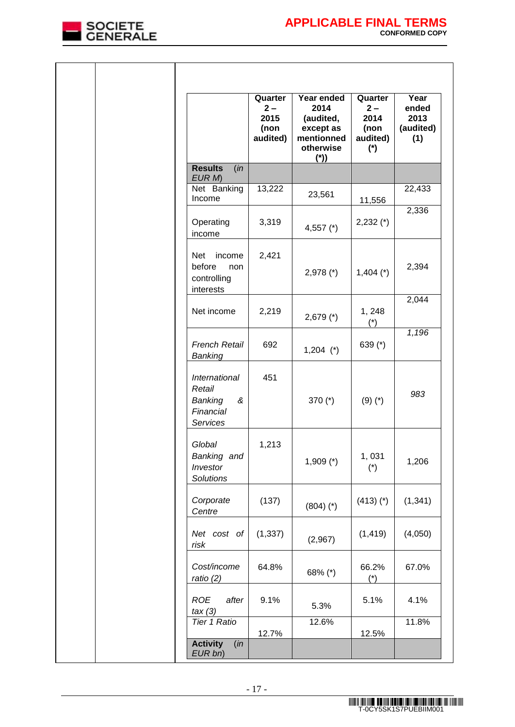| | Quarter 2 – 2015 (non audited) | Year ended 2014 (audited, except as mentionned otherwise (*)) | Quarter 2 – 2014 (non audited) (*) | Year ended 2013 (audited) (1) |
|---|---|---|---|---|
| **Results** *(in EUR M)* | | | | |
| Net Banking Income | 13,222 | 23,561 | 11,556 | 22,433 |
| Operating income | 3,319 | 4,557 (*) | 2,232 (*) | 2,336 |
| Net income before non controlling interests | 2,421 | 2,978 (*) | 1,404 (*) | 2,394 |
| Net income | 2,219 | 2,679 (*) | 1, 248 (*) | 2,044 |
| *French Retail Banking* | 692 | 1,204 (*) | 639 (*) | *1,196* |
| *International Retail Banking & Financial Services* | 451 | 370 (*) | (9) (*) | *983* |
| *Global Banking and Investor Solutions* | 1,213 | 1,909 (*) | 1, 031 (*) | 1,206 |
| *Corporate Centre* | (137) | (804) (*) | (413) (*) | (1,341) |
| *Net cost of risk* | (1,337) | (2,967) | (1,419) | (4,050) |
| *Cost/income ratio (2)* | 64.8% | 68% (*) | 66.2% (*) | 67.0% |
| *ROE after tax (3)* | 9.1% | 5.3% | 5.1% | 4.1% |
| *Tier 1 Ratio* | 12.7% | 12.6% | 12.5% | 11.8% |
| **Activity** *(in EUR bn)* | | | | |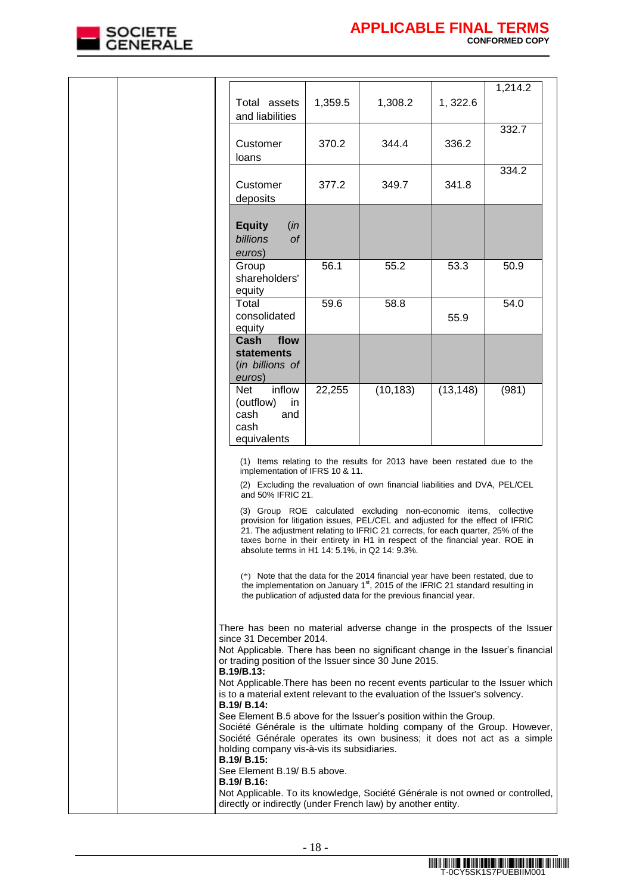| | | | | |
|---|---|---|---|---|
| Total assets and liabilities | 1,359.5 | 1,308.2 | 1, 322.6 | 1,214.2 |
| Customer loans | 370.2 | 344.4 | 336.2 | 332.7 |
| Customer deposits | 377.2 | 349.7 | 341.8 | 334.2 |
| **Equity** (*in billions of euros*) | | | | |
| Group shareholders' equity | 56.1 | 55.2 | 53.3 | 50.9 |
| Total consolidated equity | 59.6 | 58.8 | 55.9 | 54.0 |
| **Cash flow statements** (*in billions of euros*) | | | | |
| Net inflow (outflow) in cash and cash equivalents | 22,255 | (10,183) | (13,148) | (981) |

(1) Items relating to the results for 2013 have been restated due to the implementation of IFRS 10 & 11.

(2) Excluding the revaluation of own financial liabilities and DVA, PEL/CEL and 50% IFRIC 21.

(3) Group ROE calculated excluding non-economic items, collective provision for litigation issues, PEL/CEL and adjusted for the effect of IFRIC 21. The adjustment relating to IFRIC 21 corrects, for each quarter, 25% of the taxes borne in their entirety in H1 in respect of the financial year. ROE in absolute terms in H1 14: 5.1%, in Q2 14: 9.3%.

(*) Note that the data for the 2014 financial year have been restated, due to the implementation on January 1st, 2015 of the IFRIC 21 standard resulting in the publication of adjusted data for the previous financial year.

There has been no material adverse change in the prospects of the Issuer since 31 December 2014.

Not Applicable. There has been no significant change in the Issuer's financial or trading position of the Issuer since 30 June 2015.

**B.19/B.13:**

Not Applicable.There has been no recent events particular to the Issuer which is to a material extent relevant to the evaluation of the Issuer's solvency.

**B.19/ B.14:**

See Element B.5 above for the Issuer's position within the Group.

Société Générale is the ultimate holding company of the Group. However, Société Générale operates its own business; it does not act as a simple holding company vis-à-vis its subsidiaries.

**B.19/ B.15:**

See Element B.19/ B.5 above.

**B.19/ B.16:**

Not Applicable. To its knowledge, Société Générale is not owned or controlled, directly or indirectly (under French law) by another entity.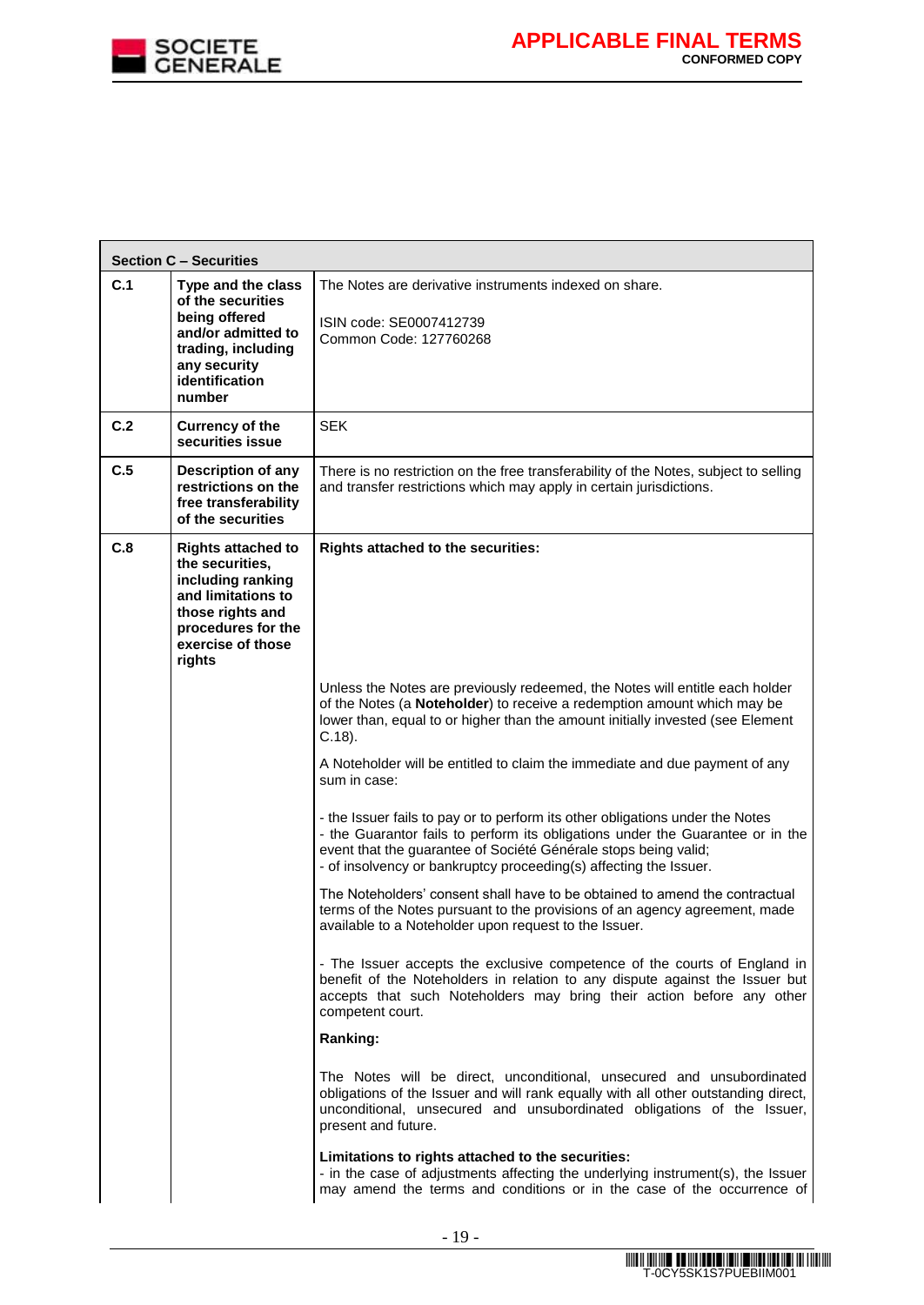| Section C – Securities | | |
|---|---|---|
| C.1 | **Type and the class of the securities being offered and/or admitted to trading, including any security identification number** | The Notes are derivative instruments indexed on share.<br><br>ISIN code: SE0007412739<br>Common Code: 127760268 |
| C.2 | **Currency of the securities issue** | SEK |
| C.5 | **Description of any restrictions on the free transferability of the securities** | There is no restriction on the free transferability of the Notes, subject to selling and transfer restrictions which may apply in certain jurisdictions. |
| C.8 | **Rights attached to the securities, including ranking and limitations to those rights and procedures for the exercise of those rights** | **Rights attached to the securities:**<br><br>Unless the Notes are previously redeemed, the Notes will entitle each holder of the Notes (a **Noteholder**) to receive a redemption amount which may be lower than, equal to or higher than the amount initially invested (see Element C.18).<br><br>A Noteholder will be entitled to claim the immediate and due payment of any sum in case:<br><br>- the Issuer fails to pay or to perform its other obligations under the Notes<br>- the Guarantor fails to perform its obligations under the Guarantee or in the event that the guarantee of Société Générale stops being valid;<br>- of insolvency or bankruptcy proceeding(s) affecting the Issuer.<br><br>The Noteholders' consent shall have to be obtained to amend the contractual terms of the Notes pursuant to the provisions of an agency agreement, made available to a Noteholder upon request to the Issuer.<br><br>- The Issuer accepts the exclusive competence of the courts of England in benefit of the Noteholders in relation to any dispute against the Issuer but accepts that such Noteholders may bring their action before any other competent court.<br><br>**Ranking:**<br><br>The Notes will be direct, unconditional, unsecured and unsubordinated obligations of the Issuer and will rank equally with all other outstanding direct, unconditional, unsecured and unsubordinated obligations of the Issuer, present and future.<br><br>**Limitations to rights attached to the securities:**<br>- in the case of adjustments affecting the underlying instrument(s), the Issuer may amend the terms and conditions or in the case of the occurrence of |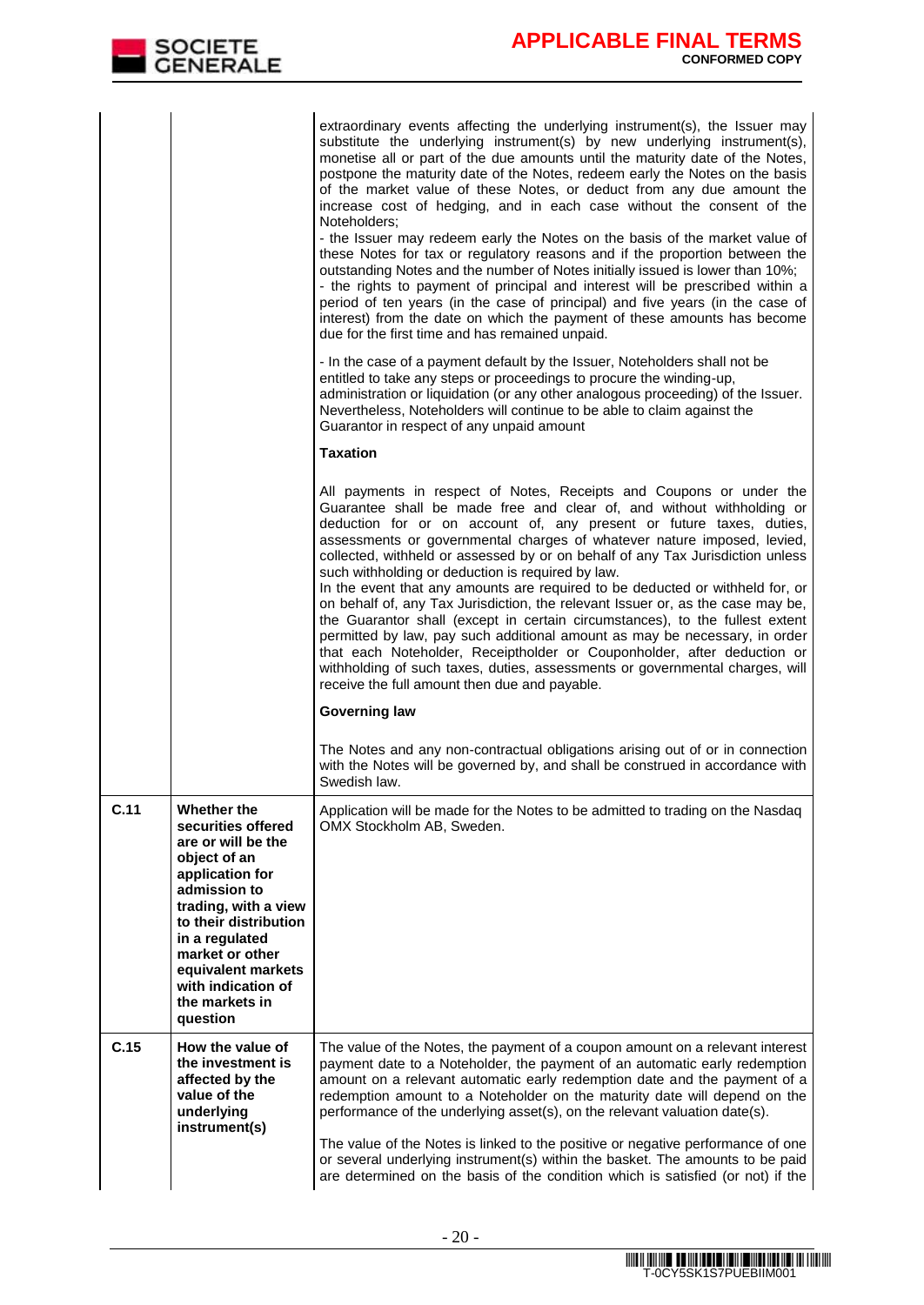| | | |
|---|---|---|
| | | extraordinary events affecting the underlying instrument(s), the Issuer may substitute the underlying instrument(s) by new underlying instrument(s), monetise all or part of the due amounts until the maturity date of the Notes, postpone the maturity date of the Notes, redeem early the Notes on the basis of the market value of these Notes, or deduct from any due amount the increase cost of hedging, and in each case without the consent of the Noteholders;<br>- the Issuer may redeem early the Notes on the basis of the market value of these Notes for tax or regulatory reasons and if the proportion between the outstanding Notes and the number of Notes initially issued is lower than 10%;<br>- the rights to payment of principal and interest will be prescribed within a period of ten years (in the case of principal) and five years (in the case of interest) from the date on which the payment of these amounts has become due for the first time and has remained unpaid.<br><br>- In the case of a payment default by the Issuer, Noteholders shall not be entitled to take any steps or proceedings to procure the winding-up, administration or liquidation (or any other analogous proceeding) of the Issuer. Nevertheless, Noteholders will continue to be able to claim against the Guarantor in respect of any unpaid amount<br><br>**Taxation**<br><br>All payments in respect of Notes, Receipts and Coupons or under the Guarantee shall be made free and clear of, and without withholding or deduction for or on account of, any present or future taxes, duties, assessments or governmental charges of whatever nature imposed, levied, collected, withheld or assessed by or on behalf of any Tax Jurisdiction unless such withholding or deduction is required by law.<br>In the event that any amounts are required to be deducted or withheld for, or on behalf of, any Tax Jurisdiction, the relevant Issuer or, as the case may be, the Guarantor shall (except in certain circumstances), to the fullest extent permitted by law, pay such additional amount as may be necessary, in order that each Noteholder, Receiptholder or Couponholder, after deduction or withholding of such taxes, duties, assessments or governmental charges, will receive the full amount then due and payable.<br><br>**Governing law**<br><br>The Notes and any non-contractual obligations arising out of or in connection with the Notes will be governed by, and shall be construed in accordance with Swedish law. |
| **C.11** | **Whether the securities offered are or will be the object of an application for admission to trading, with a view to their distribution in a regulated market or other equivalent markets with indication of the markets in question** | Application will be made for the Notes to be admitted to trading on the Nasdaq OMX Stockholm AB, Sweden. |
| **C.15** | **How the value of the investment is affected by the value of the underlying instrument(s)** | The value of the Notes, the payment of a coupon amount on a relevant interest payment date to a Noteholder, the payment of an automatic early redemption amount on a relevant automatic early redemption date and the payment of a redemption amount to a Noteholder on the maturity date will depend on the performance of the underlying asset(s), on the relevant valuation date(s).<br><br>The value of the Notes is linked to the positive or negative performance of one or several underlying instrument(s) within the basket. The amounts to be paid are determined on the basis of the condition which is satisfied (or not) if the |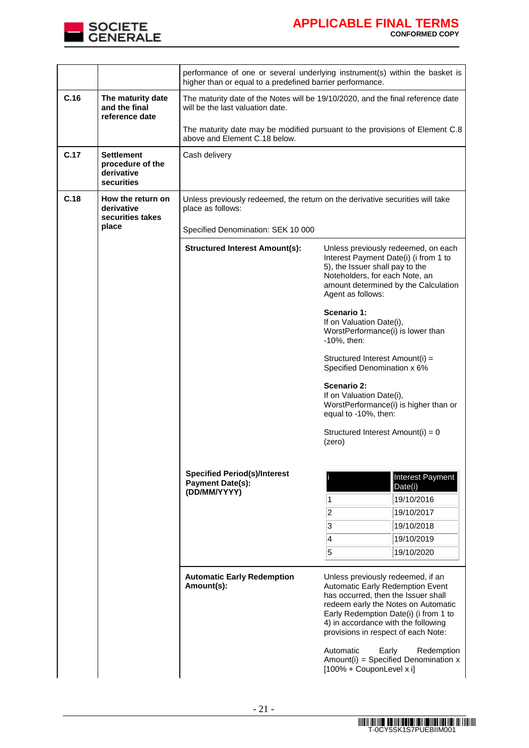| | | |
|---|---|---|
| | | performance of one or several underlying instrument(s) within the basket is higher than or equal to a predefined barrier performance. |
| **C.16** | **The maturity date and the final reference date** | The maturity date of the Notes will be 19/10/2020, and the final reference date will be the last valuation date.<br><br>The maturity date may be modified pursuant to the provisions of Element C.8 above and Element C.18 below. |
| **C.17** | **Settlement procedure of the derivative securities** | Cash delivery |
| **C.18** | **How the return on derivative securities takes place** | Unless previously redeemed, the return on the derivative securities will take place as follows:<br><br>Specified Denomination: SEK 10 000 |

| | |
|---|---|
| **Structured Interest Amount(s):** | Unless previously redeemed, on each Interest Payment Date(i) (i from 1 to 5), the Issuer shall pay to the Noteholders, for each Note, an amount determined by the Calculation Agent as follows:<br><br>**Scenario 1:**<br>If on Valuation Date(i), WorstPerformance(i) is lower than -10%, then:<br><br>Structured Interest Amount(i) = Specified Denomination x 6%<br><br>**Scenario 2:**<br>If on Valuation Date(i), WorstPerformance(i) is higher than or equal to -10%, then:<br><br>Structured Interest Amount(i) = 0 (zero) |
| **Specified Period(s)/Interest Payment Date(s): (DD/MM/YYYY)** | see table below |
| **Automatic Early Redemption Amount(s):** | Unless previously redeemed, if an Automatic Early Redemption Event has occurred, then the Issuer shall redeem early the Notes on Automatic Early Redemption Date(i) (i from 1 to 4) in accordance with the following provisions in respect of each Note:<br><br>Automatic Early Redemption Amount(i) = Specified Denomination x [100% + CouponLevel x i] |

| i | Interest Payment Date(i) |
|---|---|
| 1 | 19/10/2016 |
| 2 | 19/10/2017 |
| 3 | 19/10/2018 |
| 4 | 19/10/2019 |
| 5 | 19/10/2020 |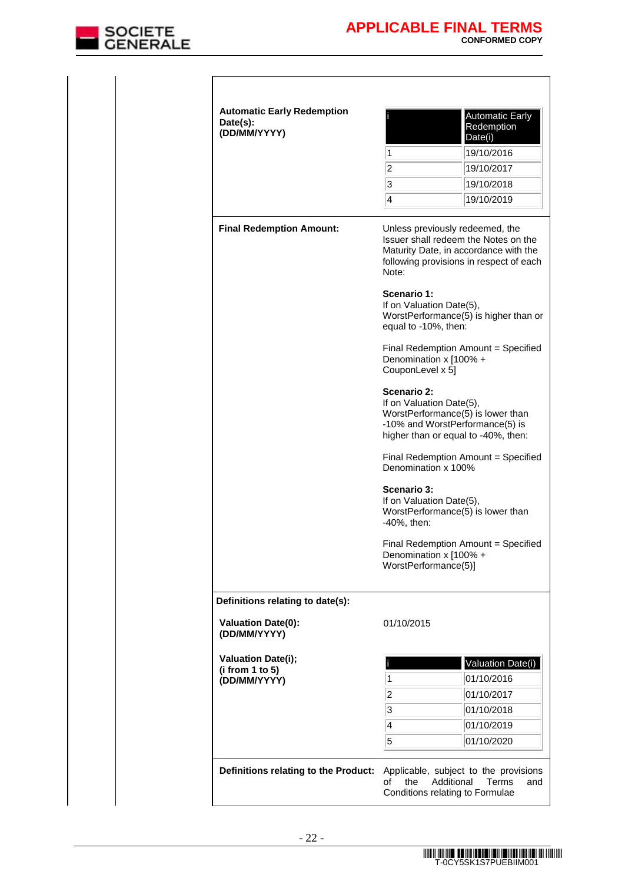**Automatic Early Redemption Date(s): (DD/MM/YYYY)**

| i | Automatic Early Redemption Date(i) |
|---|---|
| 1 | 19/10/2016 |
| 2 | 19/10/2017 |
| 3 | 19/10/2018 |
| 4 | 19/10/2019 |

**Final Redemption Amount:**

Unless previously redeemed, the Issuer shall redeem the Notes on the Maturity Date, in accordance with the following provisions in respect of each Note:

**Scenario 1:**
If on Valuation Date(5), WorstPerformance(5) is higher than or equal to -10%, then:

Final Redemption Amount = Specified Denomination x [100% + CouponLevel x 5]

**Scenario 2:**
If on Valuation Date(5), WorstPerformance(5) is lower than -10% and WorstPerformance(5) is higher than or equal to -40%, then:

Final Redemption Amount = Specified Denomination x 100%

**Scenario 3:**
If on Valuation Date(5), WorstPerformance(5) is lower than -40%, then:

Final Redemption Amount = Specified Denomination x [100% + WorstPerformance(5)]

**Definitions relating to date(s):**

**Valuation Date(0): (DD/MM/YYYY)** 01/10/2015

**Valuation Date(i); (i from 1 to 5) (DD/MM/YYYY)**

| i | Valuation Date(i) |
|---|---|
| 1 | 01/10/2016 |
| 2 | 01/10/2017 |
| 3 | 01/10/2018 |
| 4 | 01/10/2019 |
| 5 | 01/10/2020 |

**Definitions relating to the Product:** Applicable, subject to the provisions of the Additional Terms and Conditions relating to Formulae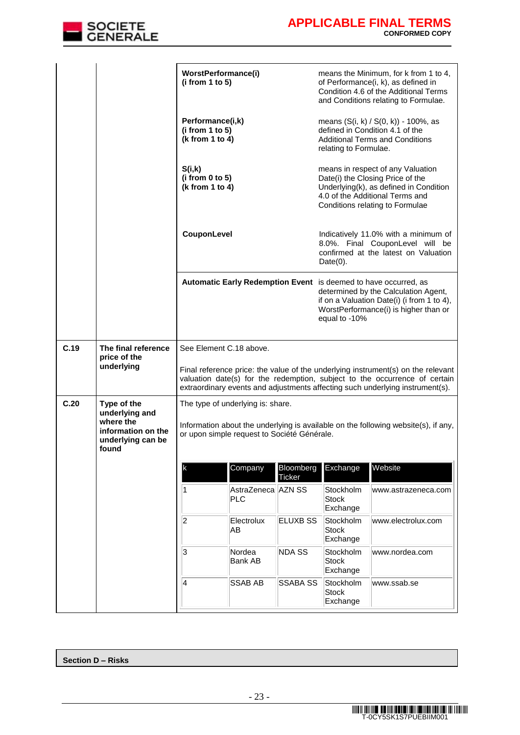| | | | |
|---|---|---|---|
| | | **WorstPerformance(i)** **(i from 1 to 5)** | means the Minimum, for k from 1 to 4, of Performance(i, k), as defined in Condition 4.6 of the Additional Terms and Conditions relating to Formulae. |
| | | **Performance(i,k)** **(i from 1 to 5)** **(k from 1 to 4)** | means (S(i, k) / S(0, k)) - 100%, as defined in Condition 4.1 of the Additional Terms and Conditions relating to Formulae. |
| | | **S(i,k)** **(i from 0 to 5)** **(k from 1 to 4)** | means in respect of any Valuation Date(i) the Closing Price of the Underlying(k), as defined in Condition 4.0 of the Additional Terms and Conditions relating to Formulae |
| | | **CouponLevel** | Indicatively 11.0% with a minimum of 8.0%. Final CouponLevel will be confirmed at the latest on Valuation Date(0). |
| | | **Automatic Early Redemption Event** | is deemed to have occurred, as determined by the Calculation Agent, if on a Valuation Date(i) (i from 1 to 4), WorstPerformance(i) is higher than or equal to -10% |
| **C.19** | **The final reference price of the underlying** | See Element C.18 above. Final reference price: the value of the underlying instrument(s) on the relevant valuation date(s) for the redemption, subject to the occurrence of certain extraordinary events and adjustments affecting such underlying instrument(s). | |
| **C.20** | **Type of the underlying and where the information on the underlying can be found** | The type of underlying is: share. Information about the underlying is available on the following website(s), if any, or upon simple request to Société Générale. | |

| k | Company | Bloomberg Ticker | Exchange | Website |
|---|---|---|---|---|
| 1 | AstraZeneca PLC | AZN SS | Stockholm Stock Exchange | www.astrazeneca.com |
| 2 | Electrolux AB | ELUXB SS | Stockholm Stock Exchange | www.electrolux.com |
| 3 | Nordea Bank AB | NDA SS | Stockholm Stock Exchange | www.nordea.com |
| 4 | SSAB AB | SSABA SS | Stockholm Stock Exchange | www.ssab.se |

**Section D – Risks**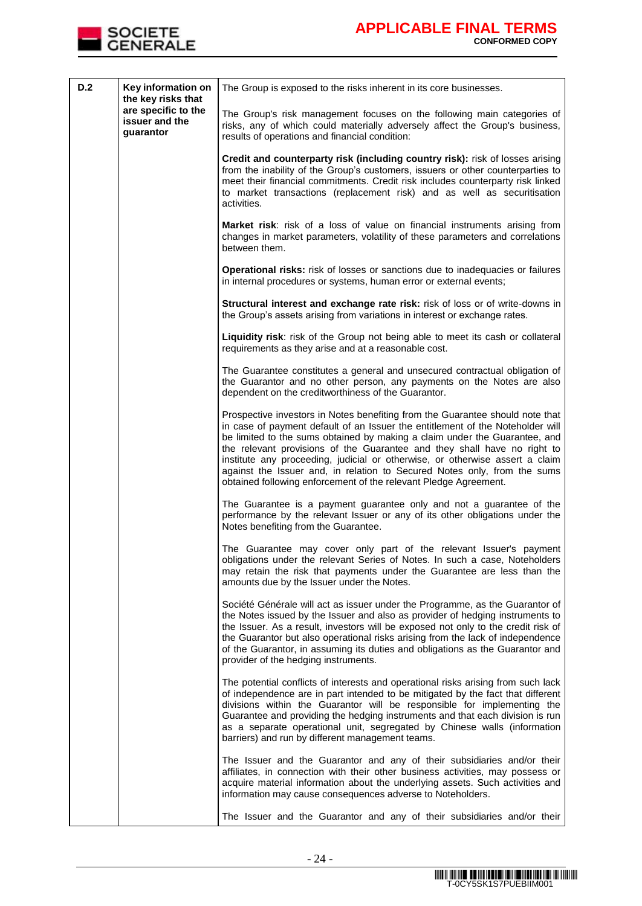| D.2 | Key information on the key risks that are specific to the issuer and the guarantor | The Group is exposed to the risks inherent in its core businesses.<br><br>The Group's risk management focuses on the following main categories of risks, any of which could materially adversely affect the Group's business, results of operations and financial condition:<br><br>**Credit and counterparty risk (including country risk):** risk of losses arising from the inability of the Group's customers, issuers or other counterparties to meet their financial commitments. Credit risk includes counterparty risk linked to market transactions (replacement risk) and as well as securitisation activities.<br><br>**Market risk**: risk of a loss of value on financial instruments arising from changes in market parameters, volatility of these parameters and correlations between them.<br><br>**Operational risks:** risk of losses or sanctions due to inadequacies or failures in internal procedures or systems, human error or external events;<br><br>**Structural interest and exchange rate risk:** risk of loss or of write-downs in the Group's assets arising from variations in interest or exchange rates.<br><br>**Liquidity risk**: risk of the Group not being able to meet its cash or collateral requirements as they arise and at a reasonable cost.<br><br>The Guarantee constitutes a general and unsecured contractual obligation of the Guarantor and no other person, any payments on the Notes are also dependent on the creditworthiness of the Guarantor.<br><br>Prospective investors in Notes benefiting from the Guarantee should note that in case of payment default of an Issuer the entitlement of the Noteholder will be limited to the sums obtained by making a claim under the Guarantee, and the relevant provisions of the Guarantee and they shall have no right to institute any proceeding, judicial or otherwise, or otherwise assert a claim against the Issuer and, in relation to Secured Notes only, from the sums obtained following enforcement of the relevant Pledge Agreement.<br><br>The Guarantee is a payment guarantee only and not a guarantee of the performance by the relevant Issuer or any of its other obligations under the Notes benefiting from the Guarantee.<br><br>The Guarantee may cover only part of the relevant Issuer's payment obligations under the relevant Series of Notes. In such a case, Noteholders may retain the risk that payments under the Guarantee are less than the amounts due by the Issuer under the Notes.<br><br>Société Générale will act as issuer under the Programme, as the Guarantor of the Notes issued by the Issuer and also as provider of hedging instruments to the Issuer. As a result, investors will be exposed not only to the credit risk of the Guarantor but also operational risks arising from the lack of independence of the Guarantor, in assuming its duties and obligations as the Guarantor and provider of the hedging instruments.<br><br>The potential conflicts of interests and operational risks arising from such lack of independence are in part intended to be mitigated by the fact that different divisions within the Guarantor will be responsible for implementing the Guarantee and providing the hedging instruments and that each division is run as a separate operational unit, segregated by Chinese walls (information barriers) and run by different management teams.<br><br>The Issuer and the Guarantor and any of their subsidiaries and/or their affiliates, in connection with their other business activities, may possess or acquire material information about the underlying assets. Such activities and information may cause consequences adverse to Noteholders.<br><br>The Issuer and the Guarantor and any of their subsidiaries and/or their |
|---|---|---|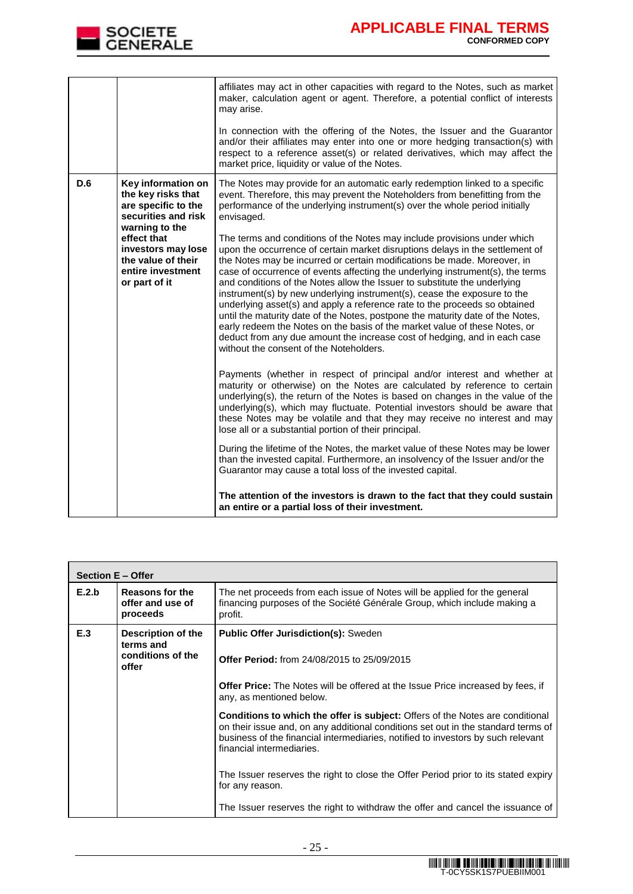| | | |
|---|---|---|
| | | affiliates may act in other capacities with regard to the Notes, such as market maker, calculation agent or agent. Therefore, a potential conflict of interests may arise.<br><br>In connection with the offering of the Notes, the Issuer and the Guarantor and/or their affiliates may enter into one or more hedging transaction(s) with respect to a reference asset(s) or related derivatives, which may affect the market price, liquidity or value of the Notes. |
| **D.6** | **Key information on the key risks that are specific to the securities and risk warning to the effect that investors may lose the value of their entire investment or part of it** | The Notes may provide for an automatic early redemption linked to a specific event. Therefore, this may prevent the Noteholders from benefitting from the performance of the underlying instrument(s) over the whole period initially envisaged.<br><br>The terms and conditions of the Notes may include provisions under which upon the occurrence of certain market disruptions delays in the settlement of the Notes may be incurred or certain modifications be made. Moreover, in case of occurrence of events affecting the underlying instrument(s), the terms and conditions of the Notes allow the Issuer to substitute the underlying instrument(s) by new underlying instrument(s), cease the exposure to the underlying asset(s) and apply a reference rate to the proceeds so obtained until the maturity date of the Notes, postpone the maturity date of the Notes, early redeem the Notes on the basis of the market value of these Notes, or deduct from any due amount the increase cost of hedging, and in each case without the consent of the Noteholders.<br><br>Payments (whether in respect of principal and/or interest and whether at maturity or otherwise) on the Notes are calculated by reference to certain underlying(s), the return of the Notes is based on changes in the value of the underlying(s), which may fluctuate. Potential investors should be aware that these Notes may be volatile and that they may receive no interest and may lose all or a substantial portion of their principal.<br><br>During the lifetime of the Notes, the market value of these Notes may be lower than the invested capital. Furthermore, an insolvency of the Issuer and/or the Guarantor may cause a total loss of the invested capital.<br><br>**The attention of the investors is drawn to the fact that they could sustain an entire or a partial loss of their investment.** |

| **Section E – Offer** | | |
|---|---|---|
| **E.2.b** | **Reasons for the offer and use of proceeds** | The net proceeds from each issue of Notes will be applied for the general financing purposes of the Société Générale Group, which include making a profit. |
| **E.3** | **Description of the terms and conditions of the offer** | **Public Offer Jurisdiction(s):** Sweden<br><br>**Offer Period:** from 24/08/2015 to 25/09/2015<br><br>**Offer Price:** The Notes will be offered at the Issue Price increased by fees, if any, as mentioned below.<br><br>**Conditions to which the offer is subject:** Offers of the Notes are conditional on their issue and, on any additional conditions set out in the standard terms of business of the financial intermediaries, notified to investors by such relevant financial intermediaries.<br><br>The Issuer reserves the right to close the Offer Period prior to its stated expiry for any reason.<br><br>The Issuer reserves the right to withdraw the offer and cancel the issuance of |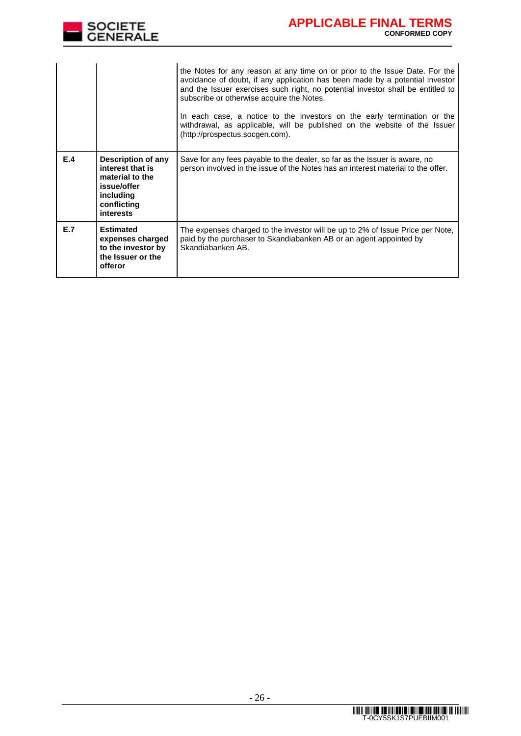| | | |
|---|---|---|
| | | the Notes for any reason at any time on or prior to the Issue Date. For the avoidance of doubt, if any application has been made by a potential investor and the Issuer exercises such right, no potential investor shall be entitled to subscribe or otherwise acquire the Notes.<br><br>In each case, a notice to the investors on the early termination or the withdrawal, as applicable, will be published on the website of the Issuer (http://prospectus.socgen.com). |
| **E.4** | **Description of any interest that is material to the issue/offer including conflicting interests** | Save for any fees payable to the dealer, so far as the Issuer is aware, no person involved in the issue of the Notes has an interest material to the offer. |
| **E.7** | **Estimated expenses charged to the investor by the Issuer or the offeror** | The expenses charged to the investor will be up to 2% of Issue Price per Note, paid by the purchaser to Skandiabanken AB or an agent appointed by Skandiabanken AB. |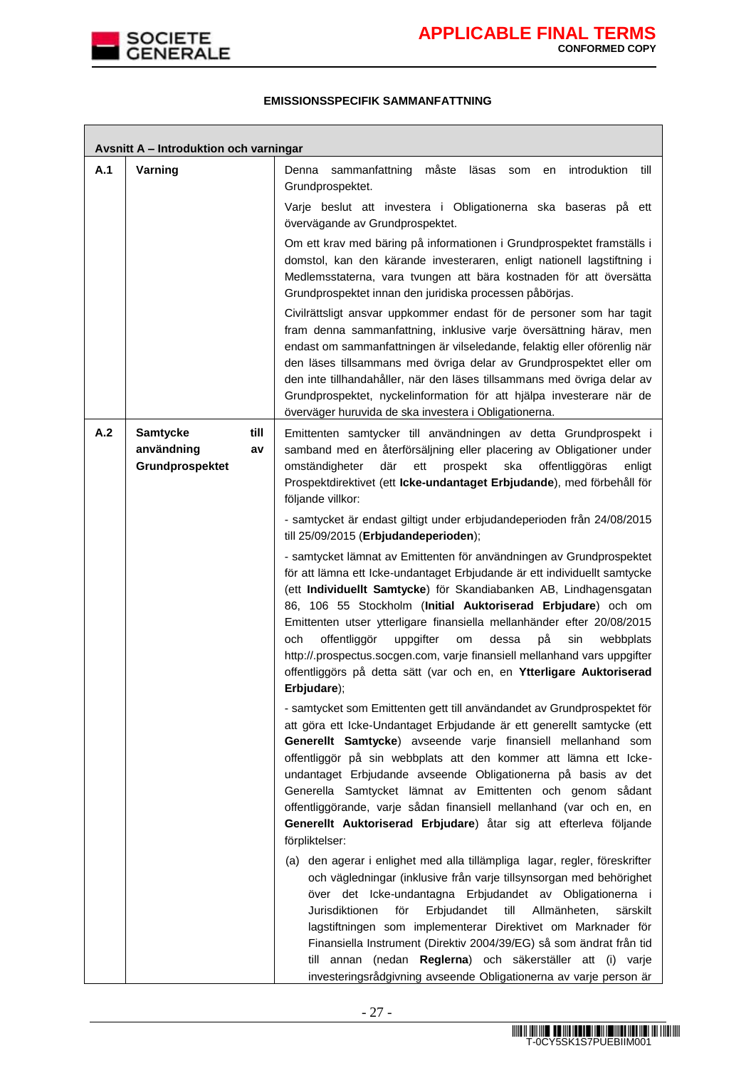## EMISSIONSSPECIFIK SAMMANFATTNING

| Avsnitt A – Introduktion och varningar | | |
|---|---|---|
| **A.1** | **Varning** | Denna sammanfattning måste läsas som en introduktion till Grundprospektet.<br><br>Varje beslut att investera i Obligationerna ska baseras på ett övervägande av Grundprospektet.<br><br>Om ett krav med bäring på informationen i Grundprospektet framställs i domstol, kan den kärande investeraren, enligt nationell lagstiftning i Medlemsstaterna, vara tvungen att bära kostnaden för att översätta Grundprospektet innan den juridiska processen påbörjas.<br><br>Civilrättsligt ansvar uppkommer endast för de personer som har tagit fram denna sammanfattning, inklusive varje översättning härav, men endast om sammanfattningen är vilseledande, felaktig eller oförenlig när den läses tillsammans med övriga delar av Grundprospektet eller om den inte tillhandahåller, när den läses tillsammans med övriga delar av Grundprospektet, nyckelinformation för att hjälpa investerare när de överväger huruvida de ska investera i Obligationerna. |
| **A.2** | **Samtycke till användning av Grundprospektet** | Emittenten samtycker till användningen av detta Grundprospekt i samband med en återförsäljning eller placering av Obligationer under omständigheter där ett prospekt ska offentliggöras enligt Prospektdirektivet (ett **Icke-undantaget Erbjudande**), med förbehåll för följande villkor:<br><br>- samtycket är endast giltigt under erbjudandeperioden från 24/08/2015 till 25/09/2015 (**Erbjudandeperioden**);<br><br>- samtycket lämnat av Emittenten för användningen av Grundprospektet för att lämna ett Icke-undantaget Erbjudande är ett individuellt samtycke (ett **Individuellt Samtycke**) för Skandiabanken AB, Lindhagensgatan 86, 106 55 Stockholm (**Initial Auktoriserad Erbjudare**) och om Emittenten utser ytterligare finansiella mellanhänder efter 20/08/2015 och offentliggör uppgifter om dessa på sin webbplats http://.prospectus.socgen.com, varje finansiell mellanhand vars uppgifter offentliggörs på detta sätt (var och en, en **Ytterligare Auktoriserad Erbjudare**);<br><br>- samtycket som Emittenten gett till användandet av Grundprospektet för att göra ett Icke-Undantaget Erbjudande är ett generellt samtycke (ett **Generellt Samtycke**) avseende varje finansiell mellanhand som offentliggör på sin webbplats att den kommer att lämna ett Icke-undantaget Erbjudande avseende Obligationerna på basis av det Generella Samtycket lämnat av Emittenten och genom sådant offentliggörande, varje sådan finansiell mellanhand (var och en, en **Generellt Auktoriserad Erbjudare**) åtar sig att efterleva följande förpliktelser:<br><br>(a) den agerar i enlighet med alla tillämpliga lagar, regler, föreskrifter och vägledningar (inklusive från varje tillsynsorgan med behörighet över det Icke-undantagna Erbjudandet av Obligationerna i Jurisdiktionen för Erbjudandet till Allmänheten, särskilt lagstiftningen som implementerar Direktivet om Marknader för Finansiella Instrument (Direktiv 2004/39/EG) så som ändrat från tid till annan (nedan **Reglerna**) och säkerställer att (i) varje investeringsrådgivning avseende Obligationerna av varje person är |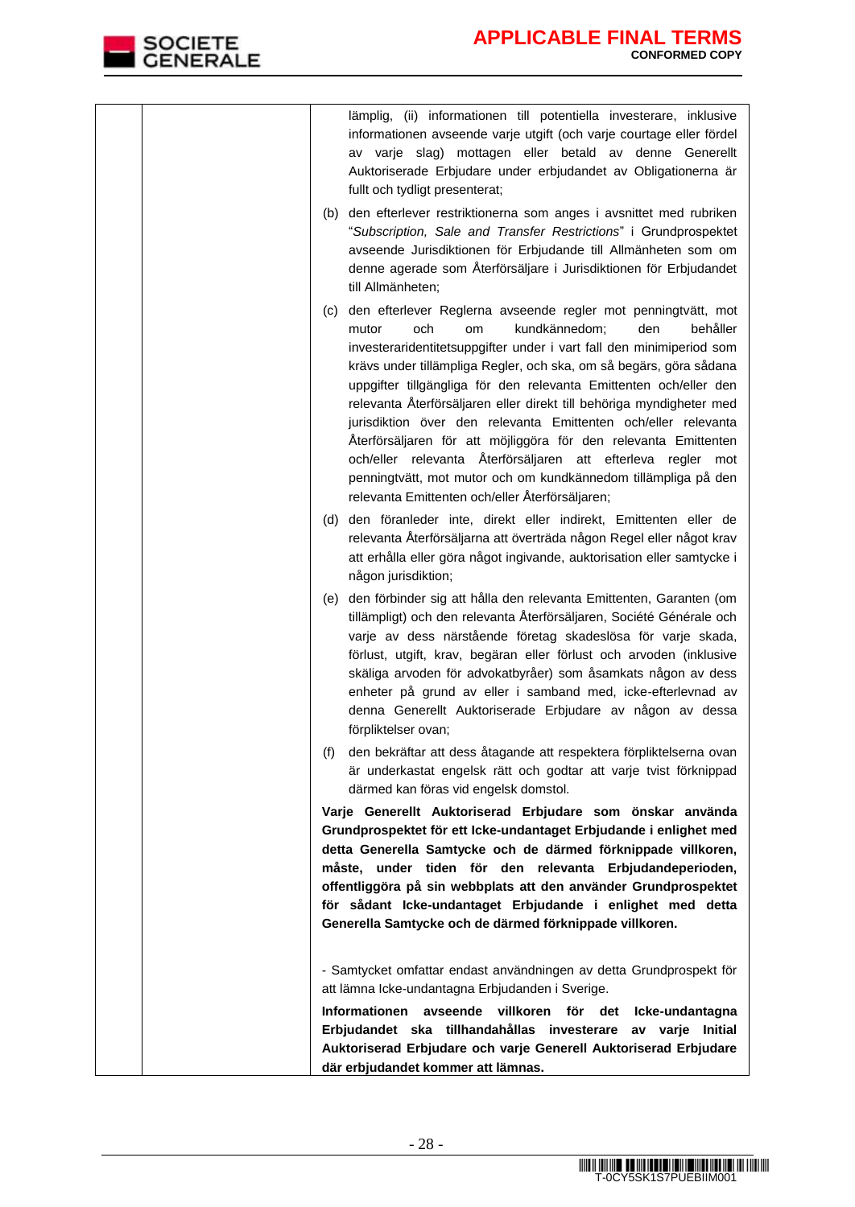| | | lämplig, (ii) informationen till potentiella investerare, inklusive informationen avseende varje utgift (och varje courtage eller fördel av varje slag) mottagen eller betald av denne Generellt Auktoriserade Erbjudare under erbjudandet av Obligationerna är fullt och tydligt presenterat;<br><br>(b) den efterlever restriktionerna som anges i avsnittet med rubriken "*Subscription, Sale and Transfer Restrictions*" i Grundprospektet avseende Jurisdiktionen för Erbjudande till Allmänheten som om denne agerade som Återförsäljare i Jurisdiktionen för Erbjudandet till Allmänheten;<br><br>(c) den efterlever Reglerna avseende regler mot penningtvätt, mot mutor och om kundkännedom; den behåller investeraridentitetsuppgifter under i vart fall den minimiperiod som krävs under tillämpliga Regler, och ska, om så begärs, göra sådana uppgifter tillgängliga för den relevanta Emittenten och/eller den relevanta Återförsäljaren eller direkt till behöriga myndigheter med jurisdiktion över den relevanta Emittenten och/eller relevanta Återförsäljaren för att möjliggöra för den relevanta Emittenten och/eller relevanta Återförsäljaren att efterleva regler mot penningtvätt, mot mutor och om kundkännedom tillämpliga på den relevanta Emittenten och/eller Återförsäljaren;<br><br>(d) den föranleder inte, direkt eller indirekt, Emittenten eller de relevanta Återförsäljarna att överträda någon Regel eller något krav att erhålla eller göra något ingivande, auktorisation eller samtycke i någon jurisdiktion;<br><br>(e) den förbinder sig att hålla den relevanta Emittenten, Garanten (om tillämpligt) och den relevanta Återförsäljaren, Société Générale och varje av dess närstående företag skadeslösa för varje skada, förlust, utgift, krav, begäran eller förlust och arvoden (inklusive skäliga arvoden för advokatbyråer) som åsamkats någon av dess enheter på grund av eller i samband med, icke-efterlevnad av denna Generellt Auktoriserade Erbjudare av någon av dessa förpliktelser ovan;<br><br>(f) den bekräftar att dess åtagande att respektera förpliktelserna ovan är underkastat engelsk rätt och godtar att varje tvist förknippad därmed kan föras vid engelsk domstol.<br><br>**Varje Generellt Auktoriserad Erbjudare som önskar använda Grundprospektet för ett Icke-undantaget Erbjudande i enlighet med detta Generella Samtycke och de därmed förknippade villkoren, måste, under tiden för den relevanta Erbjudandeperioden, offentliggöra på sin webbplats att den använder Grundprospektet för sådant Icke-undantaget Erbjudande i enlighet med detta Generella Samtycke och de därmed förknippade villkoren.**<br><br>- Samtycket omfattar endast användningen av detta Grundprospekt för att lämna Icke-undantagna Erbjudanden i Sverige.<br><br>**Informationen avseende villkoren för det Icke-undantagna Erbjudandet ska tillhandahållas investerare av varje Initial Auktoriserad Erbjudare och varje Generell Auktoriserad Erbjudare där erbjudandet kommer att lämnas.** |
|---|---|---|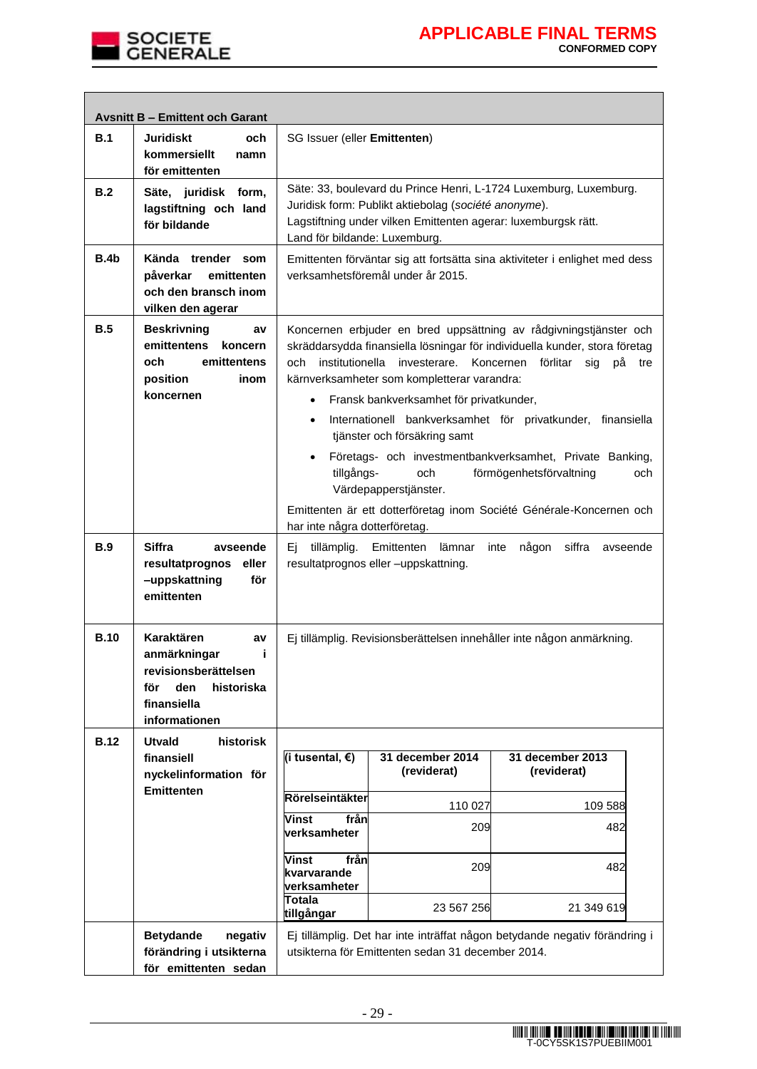| Avsnitt B – Emittent och Garant | | |
|---|---|---|
| **B.1** | **Juridiskt och kommersiellt namn för emittenten** | SG Issuer (eller **Emittenten**) |
| **B.2** | **Säte, juridisk form, lagstiftning och land för bildande** | Säte: 33, boulevard du Prince Henri, L-1724 Luxemburg, Luxemburg.<br>Juridisk form: Publikt aktiebolag (*société anonyme*).<br>Lagstiftning under vilken Emittenten agerar: luxemburgsk rätt.<br>Land för bildande: Luxemburg. |
| **B.4b** | **Kända trender som påverkar emittenten och den bransch inom vilken den agerar** | Emittenten förväntar sig att fortsätta sina aktiviteter i enlighet med dess verksamhetsföremål under år 2015. |
| **B.5** | **Beskrivning av emittentens koncern och emittentens position inom koncernen** | Koncernen erbjuder en bred uppsättning av rådgivningstjänster och skräddarsydda finansiella lösningar för individuella kunder, stora företag och institutionella investerare. Koncernen förlitar sig på tre kärnverksamheter som kompletterar varandra:<br>• Fransk bankverksamhet för privatkunder,<br>• Internationell bankverksamhet för privatkunder, finansiella tjänster och försäkring samt<br>• Företags- och investmentbankverksamhet, Private Banking, tillgångs- och förmögenhetsförvaltning och Värdepapperstjänster.<br>Emittenten är ett dotterföretag inom Société Générale-Koncernen och har inte några dotterföretag. |
| **B.9** | **Siffra avseende resultatprognos eller –uppskattning för emittenten** | Ej tillämplig. Emittenten lämnar inte någon siffra avseende resultatprognos eller –uppskattning. |
| **B.10** | **Karaktären av anmärkningar i revisionsberättelsen för den historiska finansiella informationen** | Ej tillämplig. Revisionsberättelsen innehåller inte någon anmärkning. |
| **B.12** | **Utvald historisk finansiell nyckelinformation för Emittenten** | (see table below) |
| | **Betydande negativ förändring i utsikterna för emittenten sedan** | Ej tillämplig. Det har inte inträffat någon betydande negativ förändring i utsikterna för Emittenten sedan 31 december 2014. |

| (i tusental, €) | 31 december 2014 (reviderat) | 31 december 2013 (reviderat) |
|---|---|---|
| **Rörelseintäkter** | 110 027 | 109 588 |
| **Vinst från verksamheter** | 209 | 482 |
| **Vinst från kvarvarande verksamheter** | 209 | 482 |
| **Totala tillgångar** | 23 567 256 | 21 349 619 |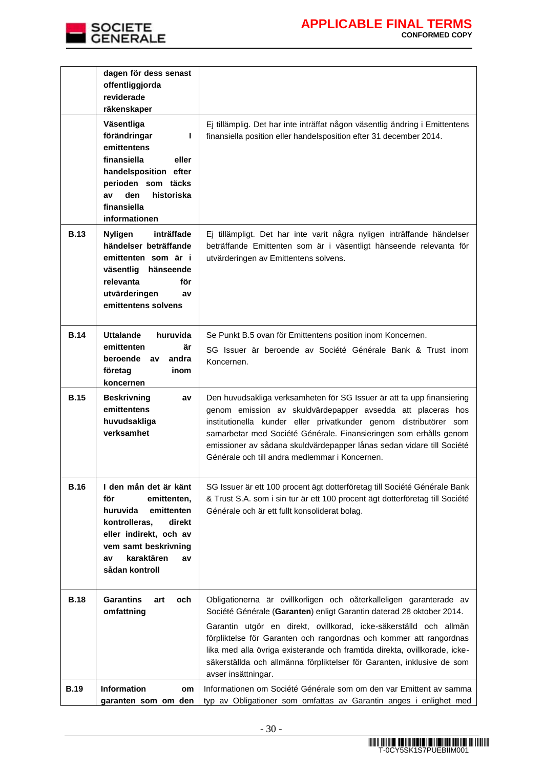| | | |
|---|---|---|
| | **dagen för dess senast offentliggjorda reviderade räkenskaper** | |
| | **Väsentliga förändringar i emittentens finansiella eller handelsposition efter perioden som täcks av den historiska finansiella informationen** | Ej tillämplig. Det har inte inträffat någon väsentlig ändring i Emittentens finansiella position eller handelsposition efter 31 december 2014. |
| **B.13** | **Nyligen inträffade händelser beträffande emittenten som är i väsentlig hänseende relevanta för utvärderingen av emittentens solvens** | Ej tillämpligt. Det har inte varit några nyligen inträffande händelser beträffande Emittenten som är i väsentligt hänseende relevanta för utvärderingen av Emittentens solvens. |
| **B.14** | **Uttalande huruvida emittenten är beroende av andra företag inom koncernen** | Se Punkt B.5 ovan för Emittentens position inom Koncernen.<br>SG Issuer är beroende av Société Générale Bank & Trust inom Koncernen. |
| **B.15** | **Beskrivning av emittentens huvudsakliga verksamhet** | Den huvudsakliga verksamheten för SG Issuer är att ta upp finansiering genom emission av skuldvärdepapper avsedda att placeras hos institutionella kunder eller privatkunder genom distributörer som samarbetar med Société Générale. Finansieringen som erhålls genom emissioner av sådana skuldvärdepapper lånas sedan vidare till Société Générale och till andra medlemmar i Koncernen. |
| **B.16** | **I den mån det är känt för emittenten, huruvida emittenten kontrolleras, direkt eller indirekt, och av vem samt beskrivning av karaktären av sådan kontroll** | SG Issuer är ett 100 procent ägt dotterföretag till Société Générale Bank & Trust S.A. som i sin tur är ett 100 procent ägt dotterföretag till Société Générale och är ett fullt konsoliderat bolag. |
| **B.18** | **Garantins art och omfattning** | Obligationerna är ovillkorligen och oåterkalleligen garanterade av Société Générale (**Garanten**) enligt Garantin daterad 28 oktober 2014.<br>Garantin utgör en direkt, ovillkorad, icke-säkerställd och allmän förpliktelse för Garanten och rangordnas och kommer att rangordnas lika med alla övriga existerande och framtida direkta, ovillkorade, icke-säkerställda och allmänna förpliktelser för Garanten, inklusive de som avser insättningar. |
| **B.19** | **Information om garanten som om den** | Informationen om Société Générale som om den var Emittent av samma typ av Obligationer som omfattas av Garantin anges i enlighet med |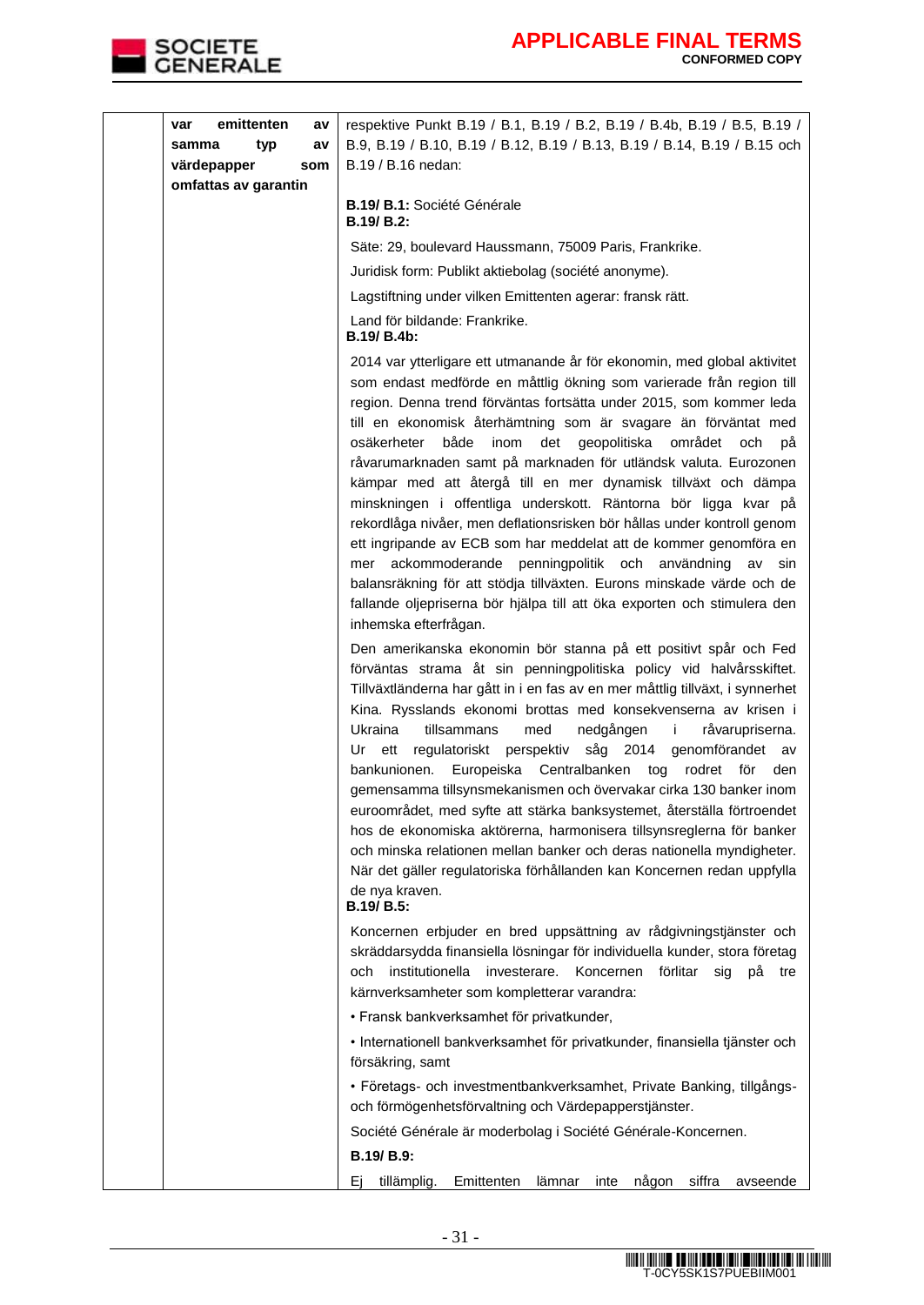| | | |
|---|---|---|
| | **var emittenten av samma typ av värdepapper som omfattas av garantin** | respektive Punkt B.19 / B.1, B.19 / B.2, B.19 / B.4b, B.19 / B.5, B.19 / B.9, B.19 / B.10, B.19 / B.12, B.19 / B.13, B.19 / B.14, B.19 / B.15 och B.19 / B.16 nedan:<br><br>**B.19/ B.1:** Société Générale<br>**B.19/ B.2:**<br><br>Säte: 29, boulevard Haussmann, 75009 Paris, Frankrike.<br><br>Juridisk form: Publikt aktiebolag (société anonyme).<br><br>Lagstiftning under vilken Emittenten agerar: fransk rätt.<br><br>Land för bildande: Frankrike.<br>**B.19/ B.4b:**<br><br>2014 var ytterligare ett utmanande år för ekonomin, med global aktivitet som endast medförde en måttlig ökning som varierade från region till region. Denna trend förväntas fortsätta under 2015, som kommer leda till en ekonomisk återhämtning som är svagare än förväntat med osäkerheter både inom det geopolitiska området och på råvarumarknaden samt på marknaden för utländsk valuta. Eurozonen kämpar med att återgå till en mer dynamisk tillväxt och dämpa minskningen i offentliga underskott. Räntorna bör ligga kvar på rekordlåga nivåer, men deflationsrisken bör hållas under kontroll genom ett ingripande av ECB som har meddelat att de kommer genomföra en mer ackommoderande penningpolitik och användning av sin balansräkning för att stödja tillväxten. Eurons minskade värde och de fallande oljepriserna bör hjälpa till att öka exporten och stimulera den inhemska efterfrågan.<br><br>Den amerikanska ekonomin bör stanna på ett positivt spår och Fed förväntas strama åt sin penningpolitiska policy vid halvårsskiftet. Tillväxtländerna har gått in i en fas av en mer måttlig tillväxt, i synnerhet Kina. Rysslands ekonomi brottas med konsekvenserna av krisen i Ukraina tillsammans med nedgången i råvarupriserna. Ur ett regulatoriskt perspektiv såg 2014 genomförandet av bankunionen. Europeiska Centralbanken tog rodret för den gemensamma tillsynsmekanismen och övervakar cirka 130 banker inom euroområdet, med syfte att stärka banksystemet, återställa förtroendet hos de ekonomiska aktörerna, harmonisera tillsynsreglerna för banker och minska relationen mellan banker och deras nationella myndigheter. När det gäller regulatoriska förhållanden kan Koncernen redan uppfylla de nya kraven.<br>**B.19/ B.5:**<br><br>Koncernen erbjuder en bred uppsättning av rådgivningstjänster och skräddarsydda finansiella lösningar för individuella kunder, stora företag och institutionella investerare. Koncernen förlitar sig på tre kärnverksamheter som kompletterar varandra:<br><br>• Fransk bankverksamhet för privatkunder,<br><br>• Internationell bankverksamhet för privatkunder, finansiella tjänster och försäkring, samt<br><br>• Företags- och investmentbankverksamhet, Private Banking, tillgångs- och förmögenhetsförvaltning och Värdepapperstjänster.<br><br>Société Générale är moderbolag i Société Générale-Koncernen.<br><br>**B.19/ B.9:**<br><br>Ej tillämplig. Emittenten lämnar inte någon siffra avseende |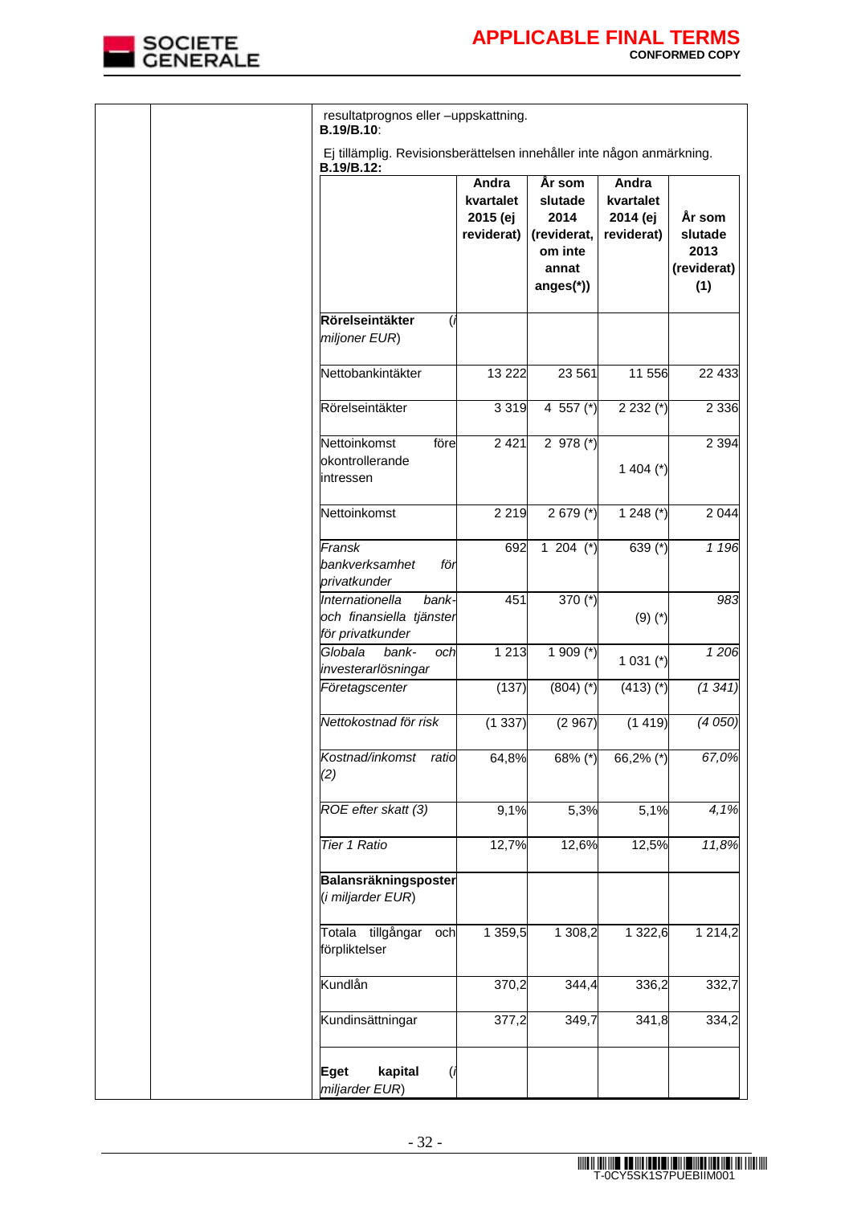resultatprognos eller –uppskattning.

**B.19/B.10**:

Ej tillämplig. Revisionsberättelsen innehåller inte någon anmärkning.

**B.19/B.12:**

| | **Andra kvartalet 2015 (ej reviderat)** | **År som slutade 2014 (reviderat, om inte annat anges(*))** | **Andra kvartalet 2014 (ej reviderat)** | **År som slutade 2013 (reviderat) (1)** |
|---|---|---|---|---|
| **Rörelseintäkter** (*i miljoner EUR*) | | | | |
| Nettobankintäkter | 13 222 | 23 561 | 11 556 | 22 433 |
| Rörelseintäkter | 3 319 | 4 557 (*) | 2 232 (*) | 2 336 |
| Nettoinkomst före okontrollerande intressen | 2 421 | 2 978 (*) | 1 404 (*) | 2 394 |
| Nettoinkomst | 2 219 | 2 679 (*) | 1 248 (*) | 2 044 |
| *Fransk bankverksamhet för privatkunder* | 692 | 1 204 (*) | 639 (*) | *1 196* |
| *Internationella bank- och finansiella tjänster för privatkunder* | 451 | 370 (*) | (9) (*) | *983* |
| *Globala bank- och investerarlösningar* | 1 213 | 1 909 (*) | 1 031 (*) | *1 206* |
| *Företagscenter* | (137) | (804) (*) | (413) (*) | *(1 341)* |
| *Nettokostnad för risk* | (1 337) | (2 967) | (1 419) | *(4 050)* |
| *Kostnad/inkomst ratio (2)* | 64,8% | 68% (*) | 66,2% (*) | *67,0%* |
| *ROE efter skatt (3)* | 9,1% | 5,3% | 5,1% | *4,1%* |
| *Tier 1 Ratio* | 12,7% | 12,6% | 12,5% | *11,8%* |
| **Balansräkningsposter** (*i miljarder EUR*) | | | | |
| Totala tillgångar och förpliktelser | 1 359,5 | 1 308,2 | 1 322,6 | 1 214,2 |
| Kundlån | 370,2 | 344,4 | 336,2 | 332,7 |
| Kundinsättningar | 377,2 | 349,7 | 341,8 | 334,2 |
| **Eget kapital** (*i miljarder EUR*) | | | | |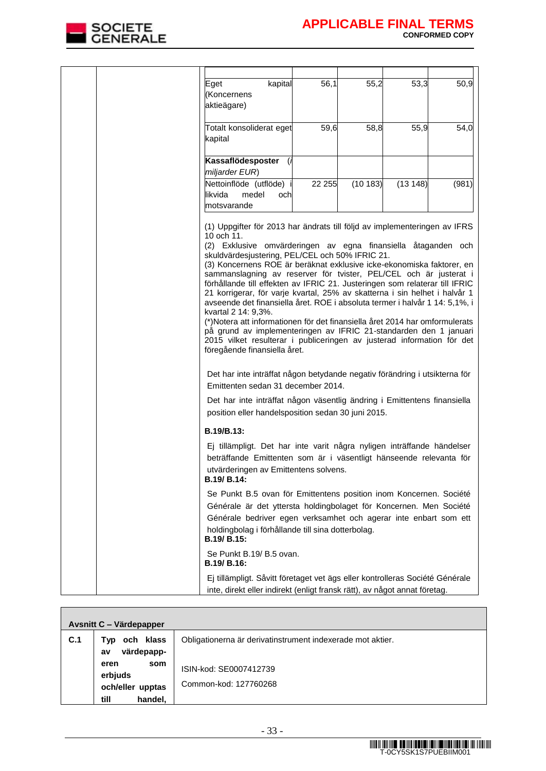| | | | | |
|---|---|---|---|---|
| Eget kapital (Koncernens aktieägare) | 56,1 | 55,2 | 53,3 | 50,9 |
| Totalt konsoliderat eget kapital | 59,6 | 58,8 | 55,9 | 54,0 |
| **Kassaflödesposter** (*i miljarder EUR*) | | | | |
| Nettoinflöde (utflöde) i likvida medel och motsvarande | 22 255 | (10 183) | (13 148) | (981) |

(1) Uppgifter för 2013 har ändrats till följd av implementeringen av IFRS 10 och 11.
(2) Exklusive omvärderingen av egna finansiella åtaganden och skuldvärdesjustering, PEL/CEL och 50% IFRIC 21.
(3) Koncernens ROE är beräknat exklusive icke-ekonomiska faktorer, en sammanslagning av reserver för tvister, PEL/CEL och är justerat i förhållande till effekten av IFRIC 21. Justeringen som relaterar till IFRIC 21 korrigerar, för varje kvartal, 25% av skatterna i sin helhet i halvår 1 avseende det finansiella året. ROE i absoluta termer i halvår 1 14: 5,1%, i kvartal 2 14: 9,3%.
(*)Notera att informationen för det finansiella året 2014 har omformulerats på grund av implementeringen av IFRIC 21-standarden den 1 januari 2015 vilket resulterar i publiceringen av justerad information för det föregående finansiella året.

Det har inte inträffat någon betydande negativ förändring i utsikterna för Emittenten sedan 31 december 2014.

Det har inte inträffat någon väsentlig ändring i Emittentens finansiella position eller handelsposition sedan 30 juni 2015.

**B.19/B.13:**

Ej tillämpligt. Det har inte varit några nyligen inträffande händelser beträffande Emittenten som är i väsentligt hänseende relevanta för utvärderingen av Emittentens solvens.

**B.19/ B.14:**

Se Punkt B.5 ovan för Emittentens position inom Koncernen. Société Générale är det yttersta holdingbolaget för Koncernen. Men Société Générale bedriver egen verksamhet och agerar inte enbart som ett holdingbolag i förhållande till sina dotterbolag.

**B.19/ B.15:**

Se Punkt B.19/ B.5 ovan.

**B.19/ B.16:**

Ej tillämpligt. Såvitt företaget vet ägs eller kontrolleras Société Générale inte, direkt eller indirekt (enligt fransk rätt), av något annat företag.

| **Avsnitt C – Värdepapper** | | |
|---|---|---|
| **C.1** | **Typ och klass av värdepapp-eren som erbjuds och/eller upptas till handel,** | Obligationerna är derivatinstrument indexerade mot aktier.<br><br>ISIN-kod: SE0007412739<br><br>Common-kod: 127760268 |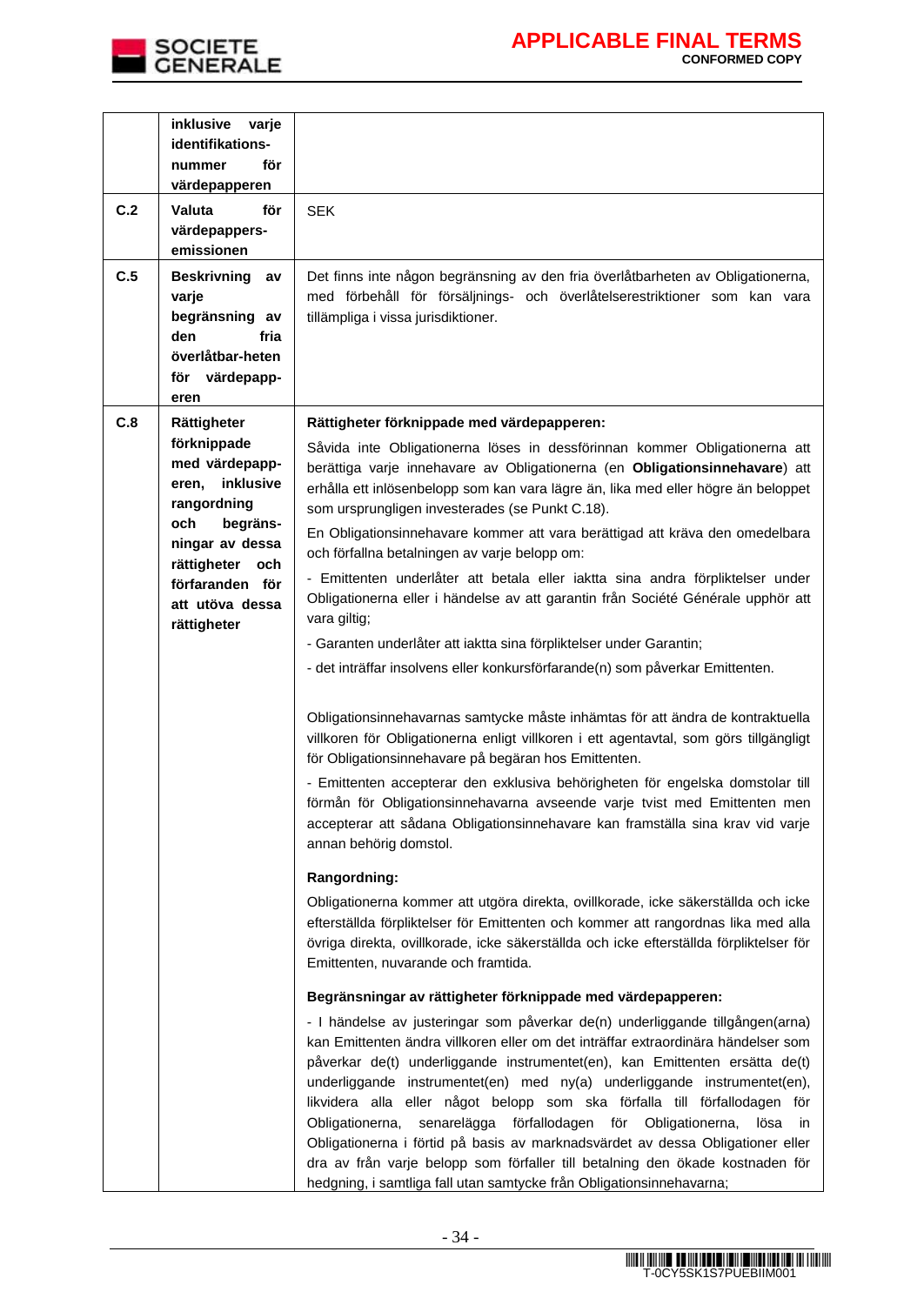| | | |
|---|---|---|
| | **inklusive varje identifikations-nummer för värdepapperen** | |
| **C.2** | **Valuta för värdepappers-emissionen** | SEK |
| **C.5** | **Beskrivning av varje begränsning av den fria överlåtbar-heten för värdepapp-eren** | Det finns inte någon begränsning av den fria överlåtbarheten av Obligationerna, med förbehåll för försäljnings- och överlåtelserestriktioner som kan vara tillämpliga i vissa jurisdiktioner. |
| **C.8** | **Rättigheter förknippade med värdepapp-eren, inklusive rangordning och begräns-ningar av dessa rättigheter och förfaranden för att utöva dessa rättigheter** | **Rättigheter förknippade med värdepapperen:**<br><br>Såvida inte Obligationerna löses in dessförinnan kommer Obligationerna att berättiga varje innehavare av Obligationerna (en **Obligationsinnehavare**) att erhålla ett inlösenbelopp som kan vara lägre än, lika med eller högre än beloppet som ursprungligen investerades (se Punkt C.18).<br><br>En Obligationsinnehavare kommer att vara berättigad att kräva den omedelbara och förfallna betalningen av varje belopp om:<br><br>- Emittenten underlåter att betala eller iaktta sina andra förpliktelser under Obligationerna eller i händelse av att garantin från Société Générale upphör att vara giltig;<br><br>- Garanten underlåter att iaktta sina förpliktelser under Garantin;<br><br>- det inträffar insolvens eller konkursförfarande(n) som påverkar Emittenten.<br><br>Obligationsinnehavarnas samtycke måste inhämtas för att ändra de kontraktuella villkoren för Obligationerna enligt villkoren i ett agentavtal, som görs tillgängligt för Obligationsinnehavare på begäran hos Emittenten.<br><br>- Emittenten accepterar den exklusiva behörigheten för engelska domstolar till förmån för Obligationsinnehavarna avseende varje tvist med Emittenten men accepterar att sådana Obligationsinnehavare kan framställa sina krav vid varje annan behörig domstol.<br><br>**Rangordning:**<br><br>Obligationerna kommer att utgöra direkta, ovillkorade, icke säkerställda och icke efterställda förpliktelser för Emittenten och kommer att rangordnas lika med alla övriga direkta, ovillkorade, icke säkerställda och icke efterställda förpliktelser för Emittenten, nuvarande och framtida.<br><br>**Begränsningar av rättigheter förknippade med värdepapperen:**<br><br>- I händelse av justeringar som påverkar de(n) underliggande tillgången(arna) kan Emittenten ändra villkoren eller om det inträffar extraordinära händelser som påverkar de(t) underliggande instrumentet(en), kan Emittenten ersätta de(t) underliggande instrumentet(en) med ny(a) underliggande instrumentet(en), likvidera alla eller något belopp som ska förfalla till förfallodagen för Obligationerna, senarelägga förfallodagen för Obligationerna, lösa in Obligationerna i förtid på basis av marknadsvärdet av dessa Obligationer eller dra av från varje belopp som förfaller till betalning den ökade kostnaden för hedgning, i samtliga fall utan samtycke från Obligationsinnehavarna; |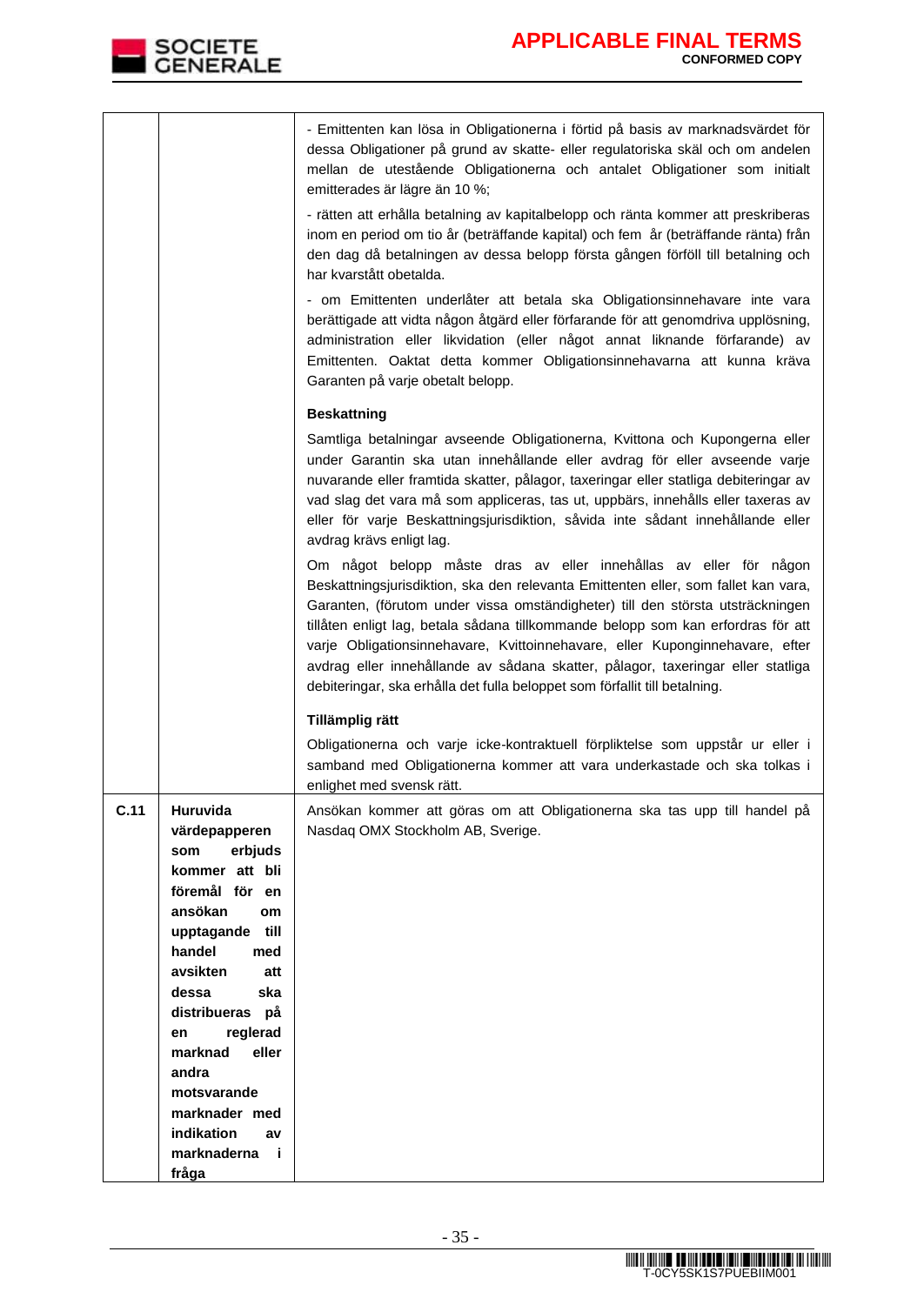| | | |
|---|---|---|
| | | - Emittenten kan lösa in Obligationerna i förtid på basis av marknadsvärdet för dessa Obligationer på grund av skatte- eller regulatoriska skäl och om andelen mellan de utestående Obligationerna och antalet Obligationer som initialt emitterades är lägre än 10 %;<br><br>- rätten att erhålla betalning av kapitalbelopp och ränta kommer att preskriberas inom en period om tio år (beträffande kapital) och fem år (beträffande ränta) från den dag då betalningen av dessa belopp första gången förföll till betalning och har kvarstått obetalda.<br><br>- om Emittenten underlåter att betala ska Obligationsinnehavare inte vara berättigade att vidta någon åtgärd eller förfarande för att genomdriva upplösning, administration eller likvidation (eller något annat liknande förfarande) av Emittenten. Oaktat detta kommer Obligationsinnehavarna att kunna kräva Garanten på varje obetalt belopp.<br><br>**Beskattning**<br><br>Samtliga betalningar avseende Obligationerna, Kvittona och Kupongerna eller under Garantin ska utan innehållande eller avdrag för eller avseende varje nuvarande eller framtida skatter, pålagor, taxeringar eller statliga debiteringar av vad slag det vara må som appliceras, tas ut, uppbärs, innehålls eller taxeras av eller för varje Beskattningsjurisdiktion, såvida inte sådant innehållande eller avdrag krävs enligt lag.<br><br>Om något belopp måste dras av eller innehållas av eller för någon Beskattningsjurisdiktion, ska den relevanta Emittenten eller, som fallet kan vara, Garanten, (förutom under vissa omständigheter) till den största utsträckningen tillåten enligt lag, betala sådana tillkommande belopp som kan erfordras för att varje Obligationsinnehavare, Kvittoinnehavare, eller Kuponginnehavare, efter avdrag eller innehållande av sådana skatter, pålagor, taxeringar eller statliga debiteringar, ska erhålla det fulla beloppet som förfallit till betalning.<br><br>**Tillämplig rätt**<br><br>Obligationerna och varje icke-kontraktuell förpliktelse som uppstår ur eller i samband med Obligationerna kommer att vara underkastade och ska tolkas i enlighet med svensk rätt. |
| **C.11** | **Huruvida värdepapperen som erbjuds kommer att bli föremål för en ansökan om upptagande till handel med avsikten att dessa ska distribueras på en reglerad marknad eller andra motsvarande marknader med indikation av marknaderna i fråga** | Ansökan kommer att göras om att Obligationerna ska tas upp till handel på Nasdaq OMX Stockholm AB, Sverige. |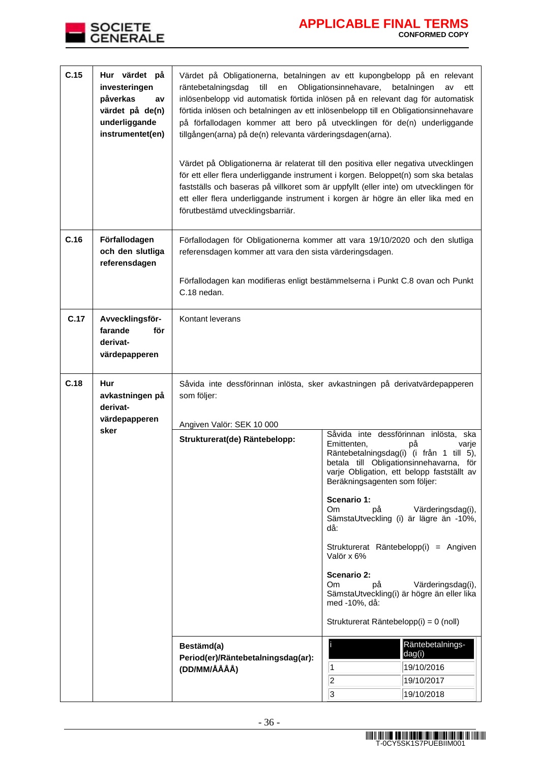| | | |
|---|---|---|
| **C.15** | **Hur värdet på investeringen påverkas av värdet på de(n) underliggande instrumentet(en)** | Värdet på Obligationerna, betalningen av ett kupongbelopp på en relevant räntebetalningsdag till en Obligationsinnehavare, betalningen av ett inlösenbelopp vid automatisk förtida inlösen på en relevant dag för automatisk förtida inlösen och betalningen av ett inlösenbelopp till en Obligationsinnehavare på förfallodagen kommer att bero på utvecklingen för de(n) underliggande tillgången(arna) på de(n) relevanta värderingsdagen(arna).<br><br>Värdet på Obligationerna är relaterat till den positiva eller negativa utvecklingen för ett eller flera underliggande instrument i korgen. Beloppet(n) som ska betalas fastställs och baseras på villkoret som är uppfyllt (eller inte) om utvecklingen för ett eller flera underliggande instrument i korgen är högre än eller lika med en förutbestämd utvecklingsbarriär. |
| **C.16** | **Förfallodagen och den slutliga referensdagen** | Förfallodagen för Obligationerna kommer att vara 19/10/2020 och den slutliga referensdagen kommer att vara den sista värderingsdagen.<br><br>Förfallodagen kan modifieras enligt bestämmelserna i Punkt C.8 ovan och Punkt C.18 nedan. |
| **C.17** | **Avvecklingsförfarande för derivatvärdepapperen** | Kontant leverans |
| **C.18** | **Hur avkastningen på derivatvärdepapperen sker** | Såvida inte dessförinnan inlösta, sker avkastningen på derivatvärdepapperen som följer:<br><br>Angiven Valör: SEK 10 000 |

| | |
|---|---|
| **Strukturerat(de) Räntebelopp:** | Såvida inte dessförinnan inlösta, ska Emittenten, på varje Räntebetalningsdag(i) (i från 1 till 5), betala till Obligationsinnehavarna, för varje Obligation, ett belopp fastställt av Beräkningsagenten som följer:<br><br>**Scenario 1:**<br>Om på Värderingsdag(i), SämstaUtveckling (i) är lägre än -10%, då:<br><br>Strukturerat Räntebelopp(i) = Angiven Valör x 6%<br><br>**Scenario 2:**<br>Om på Värderingsdag(i), SämstaUtveckling(i) är högre än eller lika med -10%, då:<br><br>Strukturerat Räntebelopp(i) = 0 (noll) |
| **Bestämd(a) Period(er)/Räntebetalningsdag(ar): (DD/MM/ÅÅÅÅ)** | |

| i | Räntebetalningsdag(i) |
|---|---|
| 1 | 19/10/2016 |
| 2 | 19/10/2017 |
| 3 | 19/10/2018 |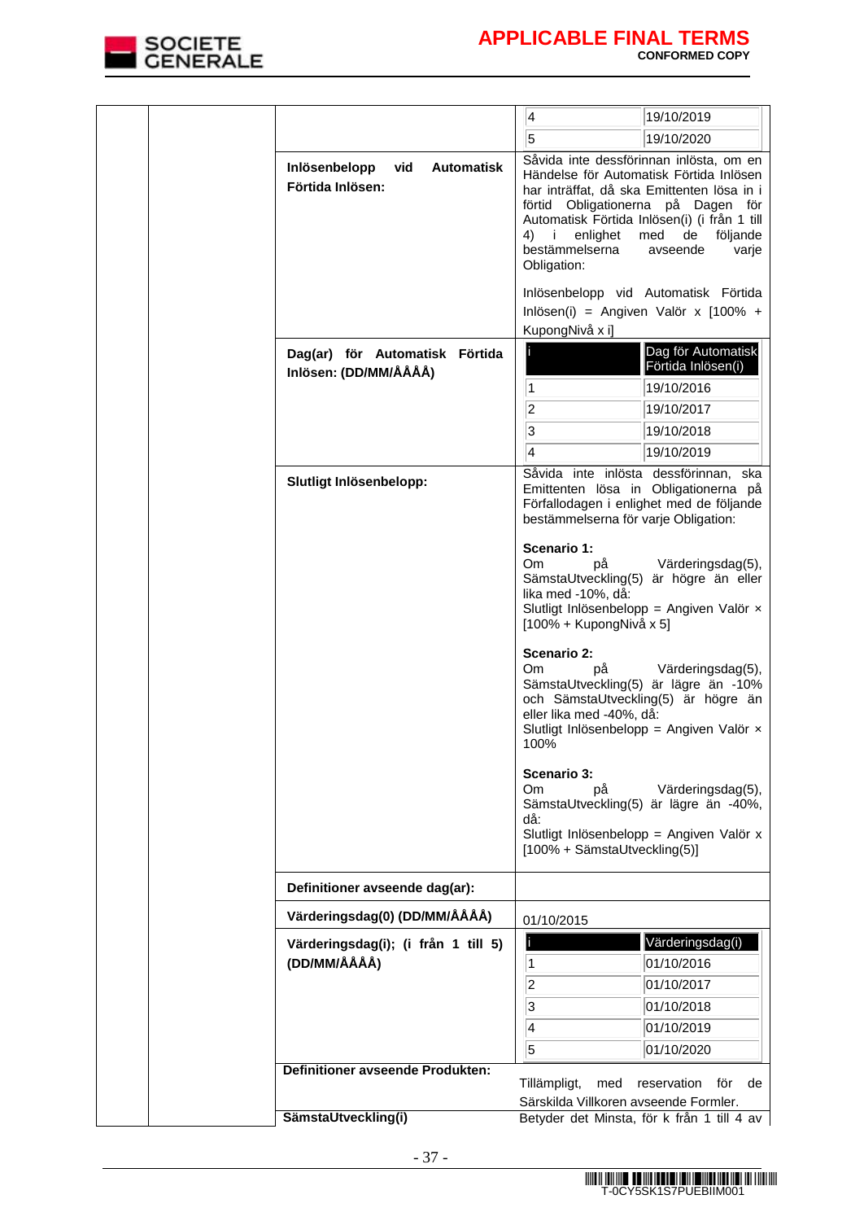| | | | |
|---|---|---|---|
| | | | <table><tr><td>4</td><td>19/10/2019</td></tr><tr><td>5</td><td>19/10/2020</td></tr></table> |
| | | **Inlösenbelopp vid Automatisk Förtida Inlösen:** | Såvida inte dessförinnan inlösta, om en Händelse för Automatisk Förtida Inlösen har inträffat, då ska Emittenten lösa in i förtid Obligationerna på Dagen för Automatisk Förtida Inlösen(i) (i från 1 till 4) i enlighet med de följande bestämmelserna avseende varje Obligation:<br><br>Inlösenbelopp vid Automatisk Förtida Inlösen(i) = Angiven Valör x [100% + KupongNivå x i] |
| | | **Dag(ar) för Automatisk Förtida Inlösen: (DD/MM/ÅÅÅÅ)** | <table><tr><th>i</th><th>Dag för Automatisk Förtida Inlösen(i)</th></tr><tr><td>1</td><td>19/10/2016</td></tr><tr><td>2</td><td>19/10/2017</td></tr><tr><td>3</td><td>19/10/2018</td></tr><tr><td>4</td><td>19/10/2019</td></tr></table> |
| | | **Slutligt Inlösenbelopp:** | Såvida inte inlösta dessförinnan, ska Emittenten lösa in Obligationerna på Förfallodagen i enlighet med de följande bestämmelserna för varje Obligation:<br><br>**Scenario 1:**<br>Om på Värderingsdag(5), SämstaUtveckling(5) är högre än eller lika med -10%, då:<br>Slutligt Inlösenbelopp = Angiven Valör × [100% + KupongNivå x 5]<br><br>**Scenario 2:**<br>Om på Värderingsdag(5), SämstaUtveckling(5) är lägre än -10% och SämstaUtveckling(5) är högre än eller lika med -40%, då:<br>Slutligt Inlösenbelopp = Angiven Valör × 100%<br><br>**Scenario 3:**<br>Om på Värderingsdag(5), SämstaUtveckling(5) är lägre än -40%, då:<br>Slutligt Inlösenbelopp = Angiven Valör x [100% + SämstaUtveckling(5)] |
| | | **Definitioner avseende dag(ar):** | |
| | | **Värderingsdag(0) (DD/MM/ÅÅÅÅ)** | 01/10/2015 |
| | | **Värderingsdag(i); (i från 1 till 5) (DD/MM/ÅÅÅÅ)** | <table><tr><th>i</th><th>Värderingsdag(i)</th></tr><tr><td>1</td><td>01/10/2016</td></tr><tr><td>2</td><td>01/10/2017</td></tr><tr><td>3</td><td>01/10/2018</td></tr><tr><td>4</td><td>01/10/2019</td></tr><tr><td>5</td><td>01/10/2020</td></tr></table> |
| | | **Definitioner avseende Produkten:** | Tillämpligt, med reservation för de Särskilda Villkoren avseende Formler. |
| | | **SämstaUtveckling(i)** | Betyder det Minsta, för k från 1 till 4 av |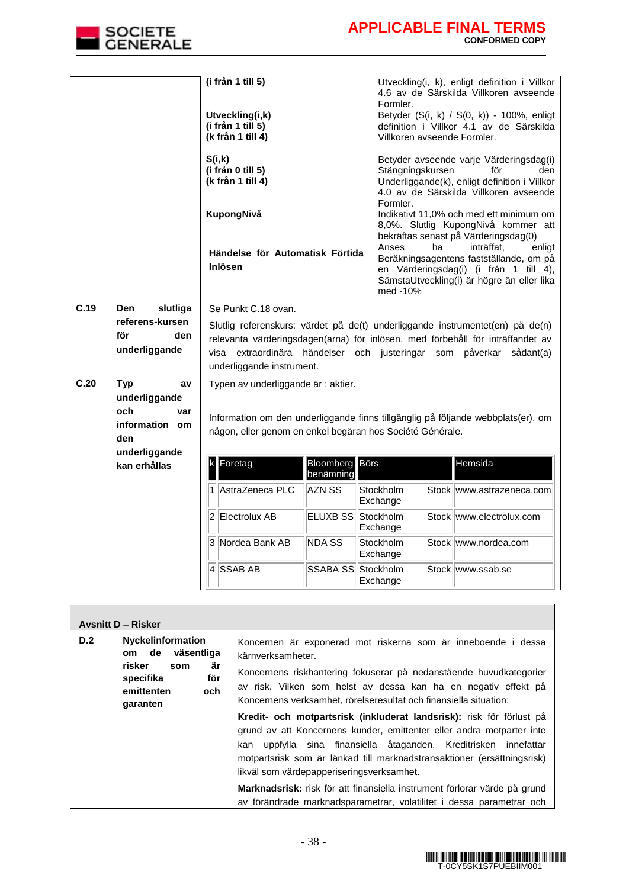| | | | |
|---|---|---|---|
| | | **(i från 1 till 5)** | Utveckling(i, k), enligt definition i Villkor 4.6 av de Särskilda Villkoren avseende Formler. |
| | | **Utveckling(i,k)** **(i från 1 till 5)** **(k från 1 till 4)** | Betyder (S(i, k) / S(0, k)) - 100%, enligt definition i Villkor 4.1 av de Särskilda Villkoren avseende Formler. |
| | | **S(i,k)** **(i från 0 till 5)** **(k från 1 till 4)** | Betyder avseende varje Värderingsdag(i) Stängningskursen för den Underliggande(k), enligt definition i Villkor 4.0 av de Särskilda Villkoren avseende Formler. |
| | | **KupongNivå** | Indikativt 11,0% och med ett minimum om 8,0%. Slutlig KupongNivå kommer att bekräftas senast på Värderingsdag(0) |
| | | **Händelse för Automatisk Förtida Inlösen** | Anses ha inträffat, enligt Beräkningsagentens fastställande, om på en Värderingsdag(i) (i från 1 till 4), SämstaUtveckling(i) är högre än eller lika med -10% |
| **C.19** | **Den slutliga referens-kursen för den underliggande** | Se Punkt C.18 ovan. Slutlig referenskurs: värdet på de(t) underliggande instrumentet(en) på de(n) relevanta värderingsdagen(arna) för inlösen, med förbehåll för inträffandet av vissa extraordinära händelser och justeringar som påverkar sådant(a) underliggande instrument. | |
| **C.20** | **Typ av underliggande och var information om den underliggande kan erhållas** | Typen av underliggande är : aktier. Information om den underliggande finns tillgänglig på följande webbplats(er), om någon, eller genom en enkel begäran hos Société Générale. | |

| k | Företag | Bloomberg benämning | Börs | Hemsida |
|---|---|---|---|---|
| 1 | AstraZeneca PLC | AZN SS | Stockholm Stock Exchange | www.astrazeneca.com |
| 2 | Electrolux AB | ELUXB SS | Stockholm Stock Exchange | www.electrolux.com |
| 3 | Nordea Bank AB | NDA SS | Stockholm Stock Exchange | www.nordea.com |
| 4 | SSAB AB | SSABA SS | Stockholm Stock Exchange | www.ssab.se |

**Avsnitt D – Risker**

| | | |
|---|---|---|
| **D.2** | **Nyckelinformation om de väsentliga risker som är specifika för emittenten och garanten** | Koncernen är exponerad mot riskerna som är inneboende i dessa kärnverksamheter. Koncernens riskhantering fokuserar på nedanstående huvudkategorier av risk. Vilken som helst av dessa kan ha en negativ effekt på Koncernens verksamhet, rörelseresultat och finansiella situation: **Kredit- och motpartsrisk (inkluderat landsrisk):** risk för förlust på grund av att Koncernens kunder, emittenter eller andra motparter inte kan uppfylla sina finansiella åtaganden. Kreditrisken innefattar motpartsrisk som är länkad till marknadstransaktioner (ersättningsrisk) likväl som värdepapperiseringsverksamhet. **Marknadsrisk:** risk för att finansiella instrument förlorar värde på grund av förändrade marknadsparametrar, volatilitet i dessa parametrar och |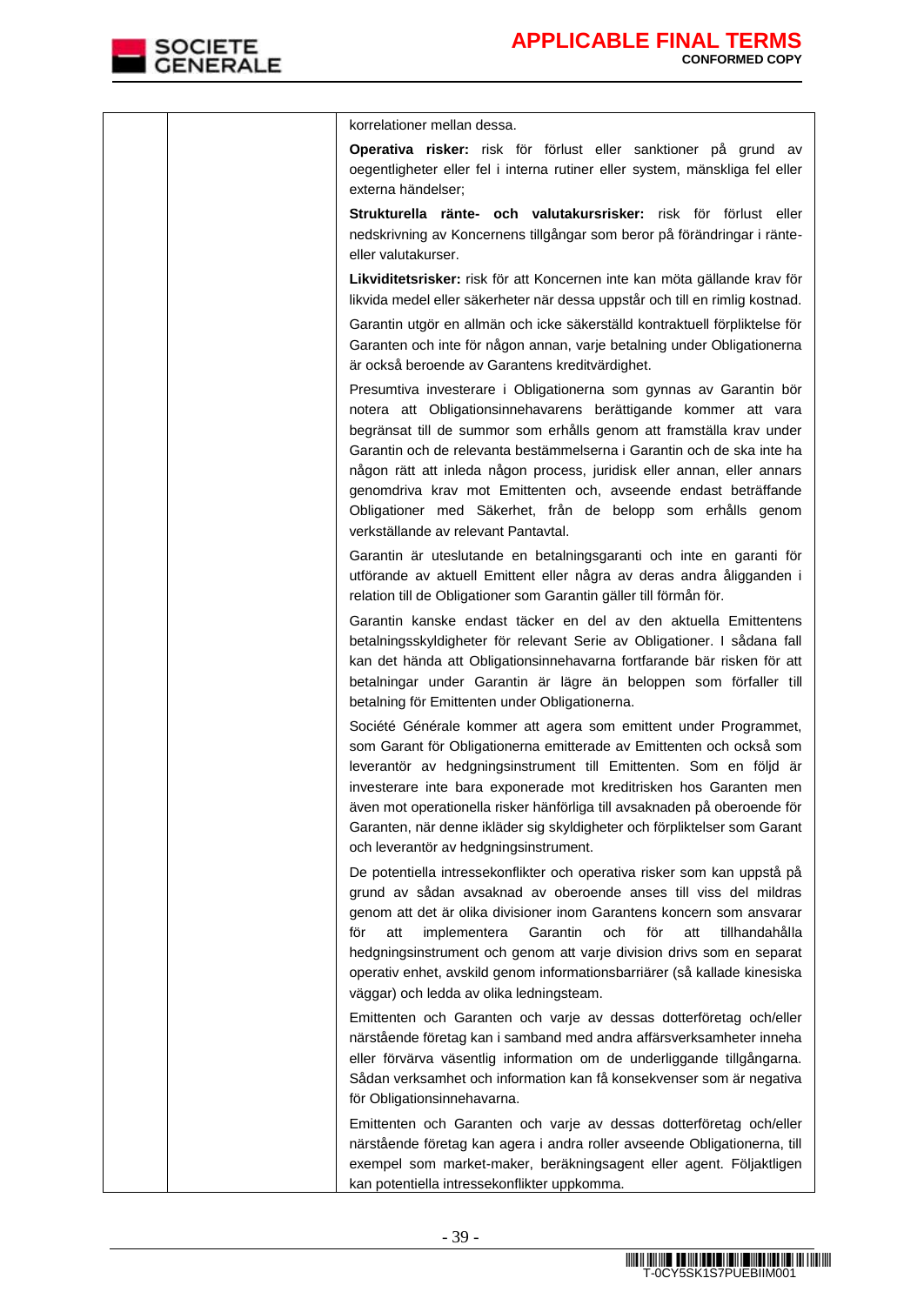| | | korrelationer mellan dessa.<br><br>**Operativa risker:** risk för förlust eller sanktioner på grund av oegentligheter eller fel i interna rutiner eller system, mänskliga fel eller externa händelser;<br><br>**Strukturella ränte- och valutakursrisker:** risk för förlust eller nedskrivning av Koncernens tillgångar som beror på förändringar i ränte- eller valutakurser.<br><br>**Likviditetsrisker:** risk för att Koncernen inte kan möta gällande krav för likvida medel eller säkerheter när dessa uppstår och till en rimlig kostnad.<br><br>Garantin utgör en allmän och icke säkerställd kontraktuell förpliktelse för Garanten och inte för någon annan, varje betalning under Obligationerna är också beroende av Garantens kreditvärdighet.<br><br>Presumtiva investerare i Obligationerna som gynnas av Garantin bör notera att Obligationsinnehavarens berättigande kommer att vara begränsat till de summor som erhålls genom att framställa krav under Garantin och de relevanta bestämmelserna i Garantin och de ska inte ha någon rätt att inleda någon process, juridisk eller annan, eller annars genomdriva krav mot Emittenten och, avseende endast beträffande Obligationer med Säkerhet, från de belopp som erhålls genom verkställande av relevant Pantavtal.<br><br>Garantin är uteslutande en betalningsgaranti och inte en garanti för utförande av aktuell Emittent eller några av deras andra åligganden i relation till de Obligationer som Garantin gäller till förmån för.<br><br>Garantin kanske endast täcker en del av den aktuella Emittentens betalningsskyldigheter för relevant Serie av Obligationer. I sådana fall kan det hända att Obligationsinnehavarna fortfarande bär risken för att betalningar under Garantin är lägre än beloppen som förfaller till betalning för Emittenten under Obligationerna.<br><br>Société Générale kommer att agera som emittent under Programmet, som Garant för Obligationerna emitterade av Emittenten och också som leverantör av hedgningsinstrument till Emittenten. Som en följd är investerare inte bara exponerade mot kreditrisken hos Garanten men även mot operationella risker hänförliga till avsaknaden på oberoende för Garanten, när denne ikläder sig skyldigheter och förpliktelser som Garant och leverantör av hedgningsinstrument.<br><br>De potentiella intressekonflikter och operativa risker som kan uppstå på grund av sådan avsaknad av oberoende anses till viss del mildras genom att det är olika divisioner inom Garantens koncern som ansvarar för att implementera Garantin och för att tillhandahålla hedgningsinstrument och genom att varje division drivs som en separat operativ enhet, avskild genom informationsbarriärer (så kallade kinesiska väggar) och ledda av olika ledningsteam.<br><br>Emittenten och Garanten och varje av dessas dotterföretag och/eller närstående företag kan i samband med andra affärsverksamheter inneha eller förvärva väsentlig information om de underliggande tillgångarna. Sådan verksamhet och information kan få konsekvenser som är negativa för Obligationsinnehavarna.<br><br>Emittenten och Garanten och varje av dessas dotterföretag och/eller närstående företag kan agera i andra roller avseende Obligationerna, till exempel som market-maker, beräkningsagent eller agent. Följaktligen kan potentiella intressekonflikter uppkomma. |
|---|---|---|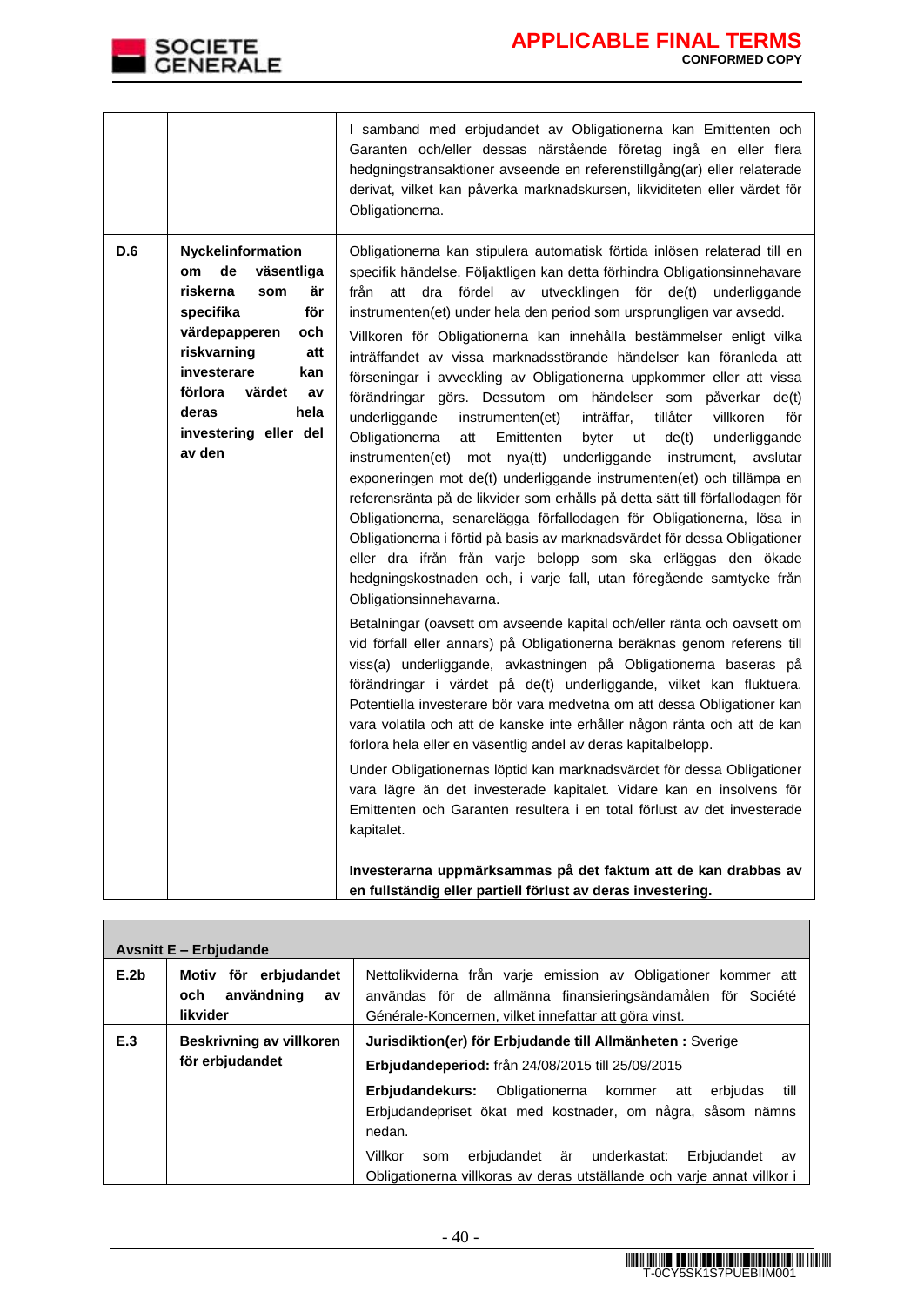| | | |
|---|---|---|
| | | I samband med erbjudandet av Obligationerna kan Emittenten och Garanten och/eller dessas närstående företag ingå en eller flera hedgningstransaktioner avseende en referenstillgång(ar) eller relaterade derivat, vilket kan påverka marknadskursen, likviditeten eller värdet för Obligationerna. |
| **D.6** | **Nyckelinformation om de väsentliga riskerna som är specifika för värdepapperen och riskvarning att investerare kan förlora värdet av deras hela investering eller del av den** | Obligationerna kan stipulera automatisk förtida inlösen relaterad till en specifik händelse. Följaktligen kan detta förhindra Obligationsinnehavare från att dra fördel av utvecklingen för de(t) underliggande instrumenten(et) under hela den period som ursprungligen var avsedd.<br><br>Villkoren för Obligationerna kan innehålla bestämmelser enligt vilka inträffandet av vissa marknadsstörande händelser kan föranleda att förseningar i avveckling av Obligationerna uppkommer eller att vissa förändringar görs. Dessutom om händelser som påverkar de(t) underliggande instrumenten(et) inträffar, tillåter villkoren för Obligationerna att Emittenten byter ut de(t) underliggande instrumenten(et) mot nya(tt) underliggande instrument, avslutar exponeringen mot de(t) underliggande instrumenten(et) och tillämpa en referensränta på de likvider som erhålls på detta sätt till förfallodagen för Obligationerna, senarelägga förfallodagen för Obligationerna, lösa in Obligationerna i förtid på basis av marknadsvärdet för dessa Obligationer eller dra ifrån från varje belopp som ska erläggas den ökade hedgningskostnaden och, i varje fall, utan föregående samtycke från Obligationsinnehavarna.<br><br>Betalningar (oavsett om avseende kapital och/eller ränta och oavsett om vid förfall eller annars) på Obligationerna beräknas genom referens till viss(a) underliggande, avkastningen på Obligationerna baseras på förändringar i värdet på de(t) underliggande, vilket kan fluktuera. Potentiella investerare bör vara medvetna om att dessa Obligationer kan vara volatila och att de kanske inte erhåller någon ränta och att de kan förlora hela eller en väsentlig andel av deras kapitalbelopp.<br><br>Under Obligationernas löptid kan marknadsvärdet för dessa Obligationer vara lägre än det investerade kapitalet. Vidare kan en insolvens för Emittenten och Garanten resultera i en total förlust av det investerade kapitalet.<br><br>**Investerarna uppmärksammas på det faktum att de kan drabbas av en fullständig eller partiell förlust av deras investering.** |

| **Avsnitt E – Erbjudande** | | |
|---|---|---|
| **E.2b** | **Motiv för erbjudandet och användning av likvider** | Nettolikviderna från varje emission av Obligationer kommer att användas för de allmänna finansieringsändamålen för Société Générale-Koncernen, vilket innefattar att göra vinst. |
| **E.3** | **Beskrivning av villkoren för erbjudandet** | **Jurisdiktion(er) för Erbjudande till Allmänheten :** Sverige<br><br>**Erbjudandeperiod:** från 24/08/2015 till 25/09/2015<br><br>**Erbjudandekurs:** Obligationerna kommer att erbjudas till Erbjudandepriset ökat med kostnader, om några, såsom nämns nedan.<br><br>Villkor som erbjudandet är underkastat: Erbjudandet av Obligationerna villkoras av deras utställande och varje annat villkor i |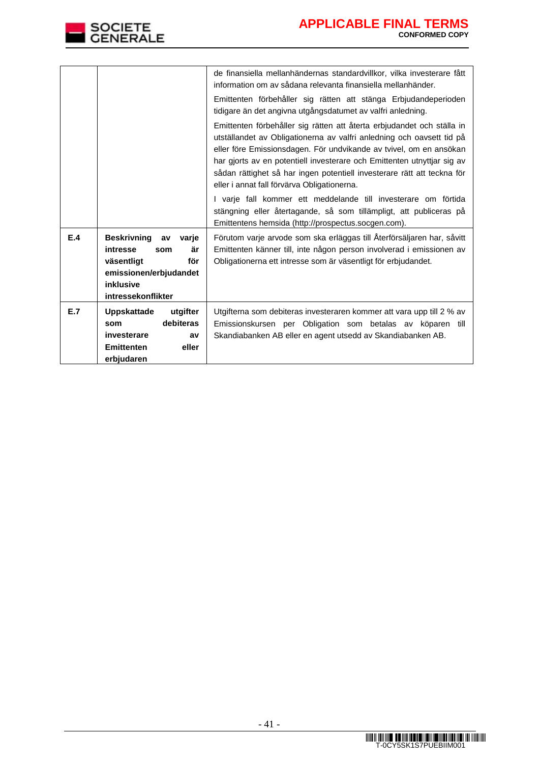| | | |
|---|---|---|
| | | de finansiella mellanhändernas standardvillkor, vilka investerare fått information om av sådana relevanta finansiella mellanhänder.<br><br>Emittenten förbehåller sig rätten att stänga Erbjudandeperioden tidigare än det angivna utgångsdatumet av valfri anledning.<br><br>Emittenten förbehåller sig rätten att återta erbjudandet och ställa in utställandet av Obligationerna av valfri anledning och oavsett tid på eller före Emissionsdagen. För undvikande av tvivel, om en ansökan har gjorts av en potentiell investerare och Emittenten utnyttjar sig av sådan rättighet så har ingen potentiell investerare rätt att teckna för eller i annat fall förvärva Obligationerna.<br><br>I varje fall kommer ett meddelande till investerare om förtida stängning eller återtagande, så som tillämpligt, att publiceras på Emittentens hemsida (http://prospectus.socgen.com). |
| **E.4** | **Beskrivning av varje intresse som är väsentligt för emissionen/erbjudandet inklusive intressekonflikter** | Förutom varje arvode som ska erläggas till Återförsäljaren har, såvitt Emittenten känner till, inte någon person involverad i emissionen av Obligationerna ett intresse som är väsentligt för erbjudandet. |
| **E.7** | **Uppskattade utgifter som debiteras investerare av Emittenten eller erbjudaren** | Utgifterna som debiteras investeraren kommer att vara upp till 2 % av Emissionskursen per Obligation som betalas av köparen till Skandiabanken AB eller en agent utsedd av Skandiabanken AB. |